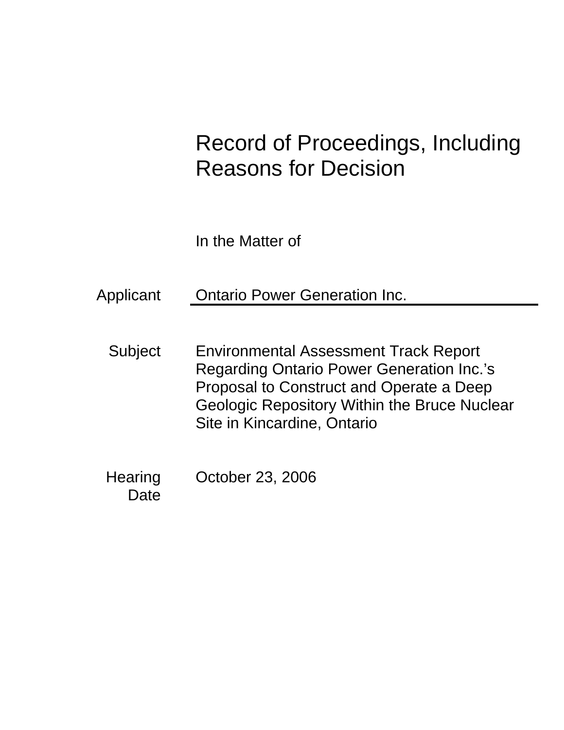# Record of Proceedings, Including Reasons for Decision

In the Matter of

| | |
|---|---|
| Applicant | Ontario Power Generation Inc. |
| Subject | Environmental Assessment Track Report Regarding Ontario Power Generation Inc.'s Proposal to Construct and Operate a Deep Geologic Repository Within the Bruce Nuclear Site in Kincardine, Ontario |
| Hearing Date | October 23, 2006 |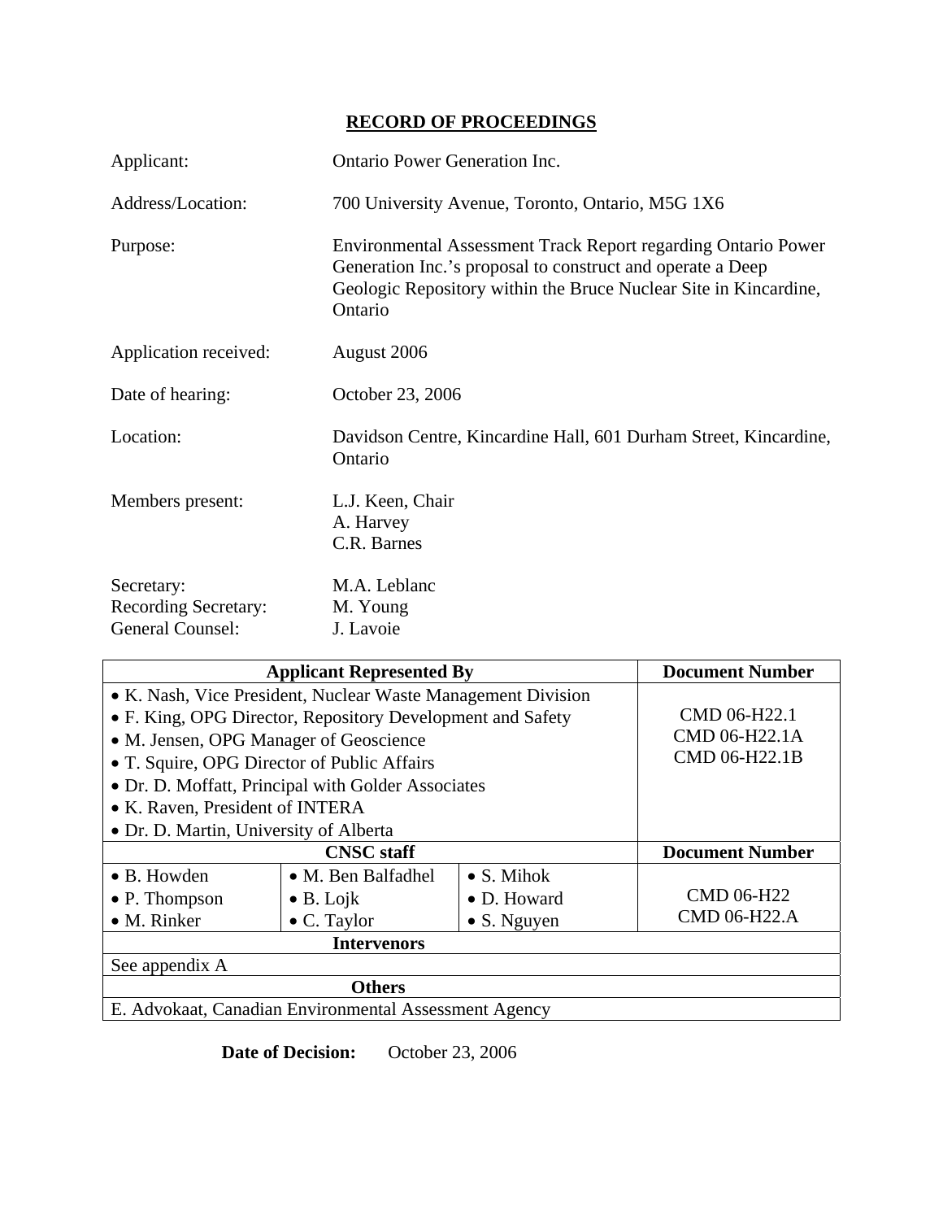## RECORD OF PROCEEDINGS

| | |
|---|---|
| Applicant: | Ontario Power Generation Inc. |
| Address/Location: | 700 University Avenue, Toronto, Ontario, M5G 1X6 |
| Purpose: | Environmental Assessment Track Report regarding Ontario Power Generation Inc.'s proposal to construct and operate a Deep Geologic Repository within the Bruce Nuclear Site in Kincardine, Ontario |
| Application received: | August 2006 |
| Date of hearing: | October 23, 2006 |
| Location: | Davidson Centre, Kincardine Hall, 601 Durham Street, Kincardine, Ontario |
| Members present: | L.J. Keen, Chair<br>A. Harvey<br>C.R. Barnes |
| Secretary: | M.A. Leblanc |
| Recording Secretary: | M. Young |
| General Counsel: | J. Lavoie |

| Applicant Represented By | | | Document Number |
|---|---|---|---|
| • K. Nash, Vice President, Nuclear Waste Management Division<br>• F. King, OPG Director, Repository Development and Safety<br>• M. Jensen, OPG Manager of Geoscience<br>• T. Squire, OPG Director of Public Affairs<br>• Dr. D. Moffatt, Principal with Golder Associates<br>• K. Raven, President of INTERA<br>• Dr. D. Martin, University of Alberta | | | CMD 06-H22.1<br>CMD 06-H22.1A<br>CMD 06-H22.1B |
| **CNSC staff** | | | **Document Number** |
| • B. Howden<br>• P. Thompson<br>• M. Rinker | • M. Ben Balfadhel<br>• B. Lojk<br>• C. Taylor | • S. Mihok<br>• D. Howard<br>• S. Nguyen | CMD 06-H22<br>CMD 06-H22.A |
| **Intervenors** | | | |
| See appendix A | | | |
| **Others** | | | |
| E. Advokaat, Canadian Environmental Assessment Agency | | | |

**Date of Decision:** October 23, 2006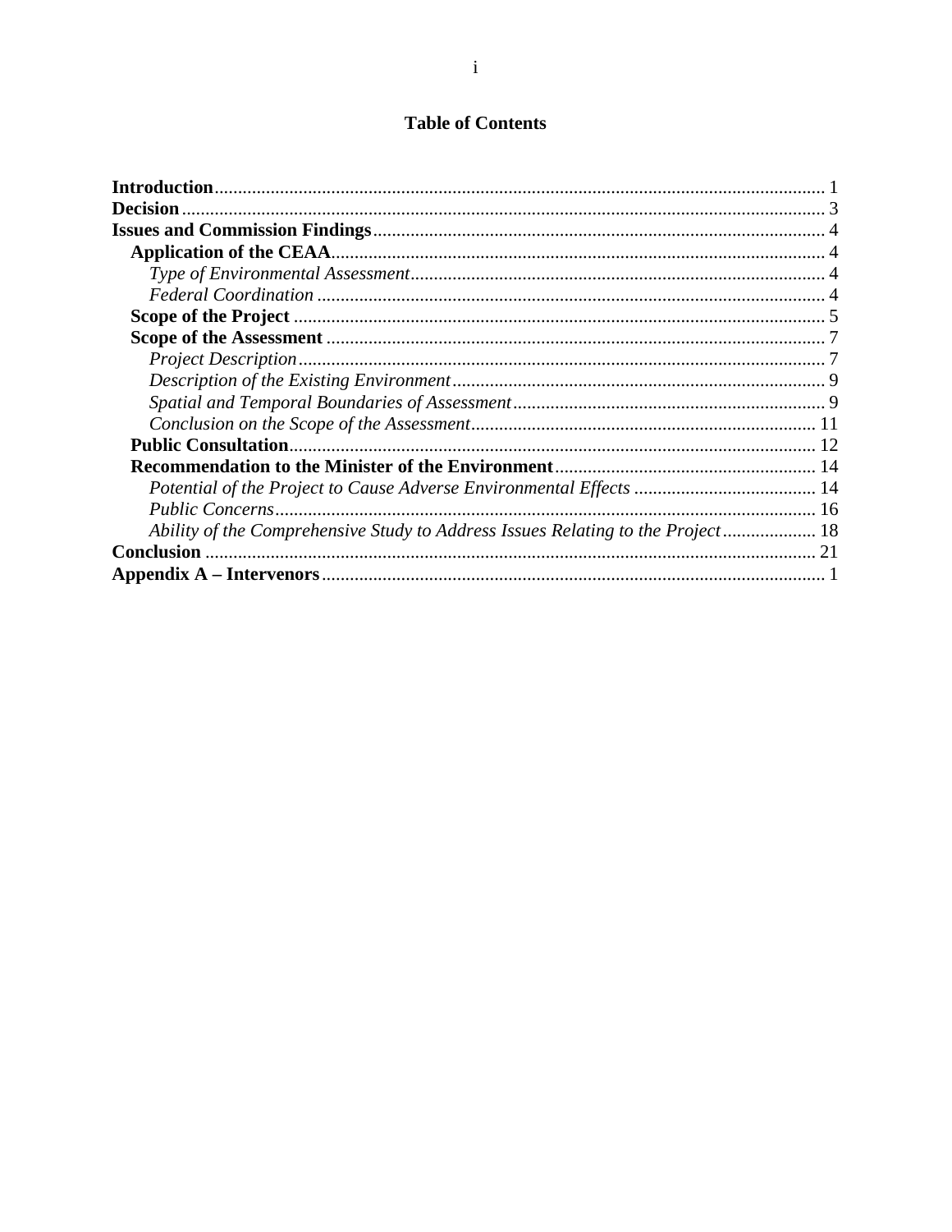# Table of Contents

**Introduction** .................................................. 1
**Decision** .................................................. 3
**Issues and Commission Findings** .................................................. 4
- **Application of the CEAA** .................................................. 4
  - *Type of Environmental Assessment* .................................................. 4
  - *Federal Coordination* .................................................. 4
- **Scope of the Project** .................................................. 5
- **Scope of the Assessment** .................................................. 7
  - *Project Description* .................................................. 7
  - *Description of the Existing Environment* .................................................. 9
  - *Spatial and Temporal Boundaries of Assessment* .................................................. 9
  - *Conclusion on the Scope of the Assessment* .................................................. 11
- **Public Consultation** .................................................. 12
- **Recommendation to the Minister of the Environment** .................................................. 14
  - *Potential of the Project to Cause Adverse Environmental Effects* .................................................. 14
  - *Public Concerns* .................................................. 16
  - *Ability of the Comprehensive Study to Address Issues Relating to the Project* .................................................. 18

**Conclusion** .................................................. 21
**Appendix A – Intervenors** .................................................. 1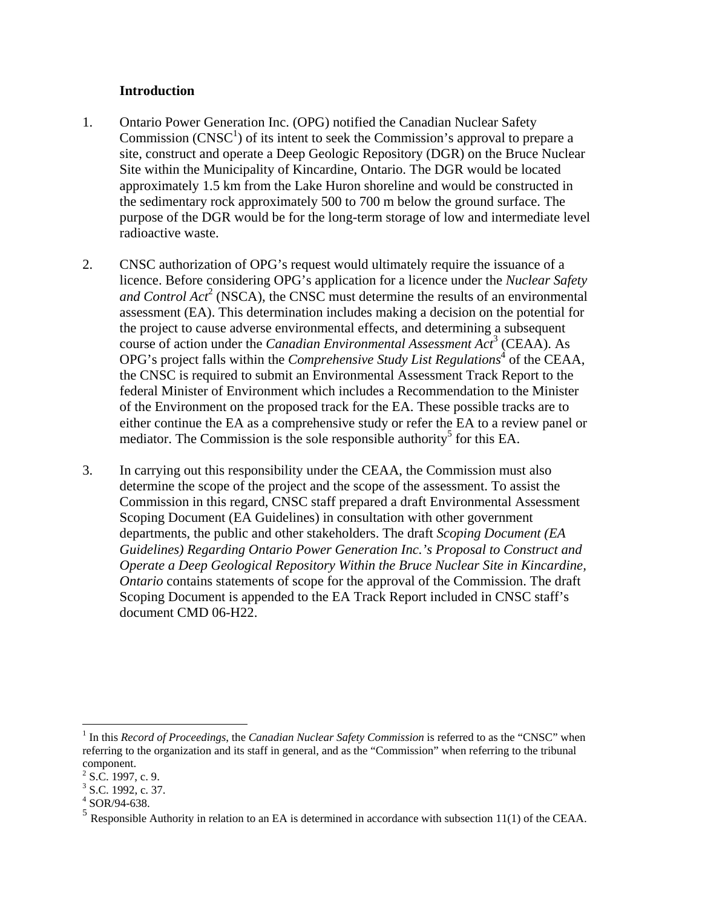## Introduction

1. Ontario Power Generation Inc. (OPG) notified the Canadian Nuclear Safety Commission (CNSC[1]) of its intent to seek the Commission's approval to prepare a site, construct and operate a Deep Geologic Repository (DGR) on the Bruce Nuclear Site within the Municipality of Kincardine, Ontario. The DGR would be located approximately 1.5 km from the Lake Huron shoreline and would be constructed in the sedimentary rock approximately 500 to 700 m below the ground surface. The purpose of the DGR would be for the long-term storage of low and intermediate level radioactive waste.

2. CNSC authorization of OPG's request would ultimately require the issuance of a licence. Before considering OPG's application for a licence under the *Nuclear Safety and Control Act*[2] (NSCA), the CNSC must determine the results of an environmental assessment (EA). This determination includes making a decision on the potential for the project to cause adverse environmental effects, and determining a subsequent course of action under the *Canadian Environmental Assessment Act*[3] (CEAA). As OPG's project falls within the *Comprehensive Study List Regulations*[4] of the CEAA, the CNSC is required to submit an Environmental Assessment Track Report to the federal Minister of Environment which includes a Recommendation to the Minister of the Environment on the proposed track for the EA. These possible tracks are to either continue the EA as a comprehensive study or refer the EA to a review panel or mediator. The Commission is the sole responsible authority[5] for this EA.

3. In carrying out this responsibility under the CEAA, the Commission must also determine the scope of the project and the scope of the assessment. To assist the Commission in this regard, CNSC staff prepared a draft Environmental Assessment Scoping Document (EA Guidelines) in consultation with other government departments, the public and other stakeholders. The draft *Scoping Document (EA Guidelines) Regarding Ontario Power Generation Inc.'s Proposal to Construct and Operate a Deep Geological Repository Within the Bruce Nuclear Site in Kincardine, Ontario* contains statements of scope for the approval of the Commission. The draft Scoping Document is appended to the EA Track Report included in CNSC staff's document CMD 06-H22.

---

[1] In this *Record of Proceedings*, the *Canadian Nuclear Safety Commission* is referred to as the "CNSC" when referring to the organization and its staff in general, and as the "Commission" when referring to the tribunal component.

[2] S.C. 1997, c. 9.

[3] S.C. 1992, c. 37.

[4] SOR/94-638.

[5] Responsible Authority in relation to an EA is determined in accordance with subsection 11(1) of the CEAA.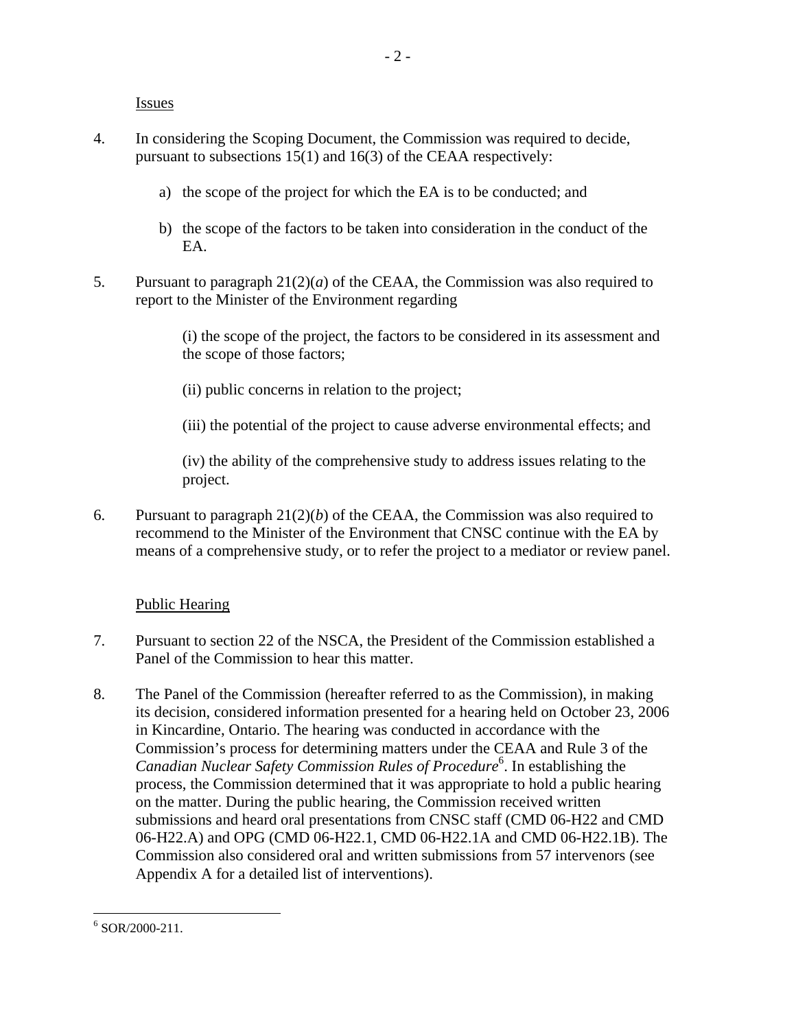Issues

4. In considering the Scoping Document, the Commission was required to decide, pursuant to subsections 15(1) and 16(3) of the CEAA respectively:

   a) the scope of the project for which the EA is to be conducted; and

   b) the scope of the factors to be taken into consideration in the conduct of the EA.

5. Pursuant to paragraph 21(2)(*a*) of the CEAA, the Commission was also required to report to the Minister of the Environment regarding

   (i) the scope of the project, the factors to be considered in its assessment and the scope of those factors;

   (ii) public concerns in relation to the project;

   (iii) the potential of the project to cause adverse environmental effects; and

   (iv) the ability of the comprehensive study to address issues relating to the project.

6. Pursuant to paragraph 21(2)(*b*) of the CEAA, the Commission was also required to recommend to the Minister of the Environment that CNSC continue with the EA by means of a comprehensive study, or to refer the project to a mediator or review panel.

Public Hearing

7. Pursuant to section 22 of the NSCA, the President of the Commission established a Panel of the Commission to hear this matter.

8. The Panel of the Commission (hereafter referred to as the Commission), in making its decision, considered information presented for a hearing held on October 23, 2006 in Kincardine, Ontario. The hearing was conducted in accordance with the Commission's process for determining matters under the CEAA and Rule 3 of the *Canadian Nuclear Safety Commission Rules of Procedure*[6]. In establishing the process, the Commission determined that it was appropriate to hold a public hearing on the matter. During the public hearing, the Commission received written submissions and heard oral presentations from CNSC staff (CMD 06-H22 and CMD 06-H22.A) and OPG (CMD 06-H22.1, CMD 06-H22.1A and CMD 06-H22.1B). The Commission also considered oral and written submissions from 57 intervenors (see Appendix A for a detailed list of interventions).

[6] SOR/2000-211.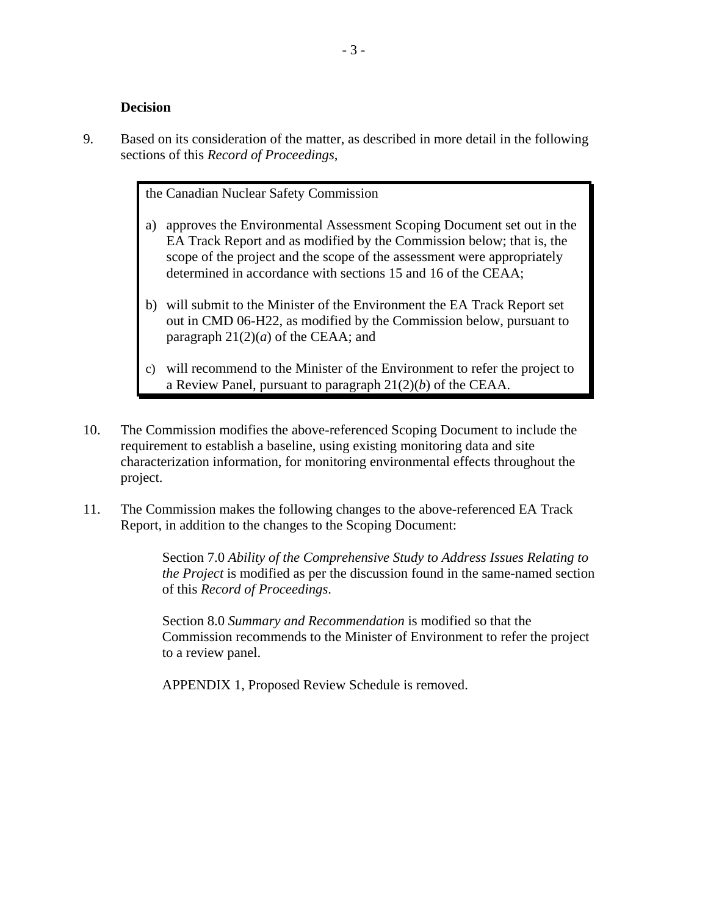**Decision**

9. Based on its consideration of the matter, as described in more detail in the following sections of this *Record of Proceedings*,

> the Canadian Nuclear Safety Commission
>
> a) approves the Environmental Assessment Scoping Document set out in the EA Track Report and as modified by the Commission below; that is, the scope of the project and the scope of the assessment were appropriately determined in accordance with sections 15 and 16 of the CEAA;
>
> b) will submit to the Minister of the Environment the EA Track Report set out in CMD 06-H22, as modified by the Commission below, pursuant to paragraph 21(2)(*a*) of the CEAA; and
>
> c) will recommend to the Minister of the Environment to refer the project to a Review Panel, pursuant to paragraph 21(2)(*b*) of the CEAA.

10. The Commission modifies the above-referenced Scoping Document to include the requirement to establish a baseline, using existing monitoring data and site characterization information, for monitoring environmental effects throughout the project.

11. The Commission makes the following changes to the above-referenced EA Track Report, in addition to the changes to the Scoping Document:

    Section 7.0 *Ability of the Comprehensive Study to Address Issues Relating to the Project* is modified as per the discussion found in the same-named section of this *Record of Proceedings*.

    Section 8.0 *Summary and Recommendation* is modified so that the Commission recommends to the Minister of Environment to refer the project to a review panel.

    APPENDIX 1, Proposed Review Schedule is removed.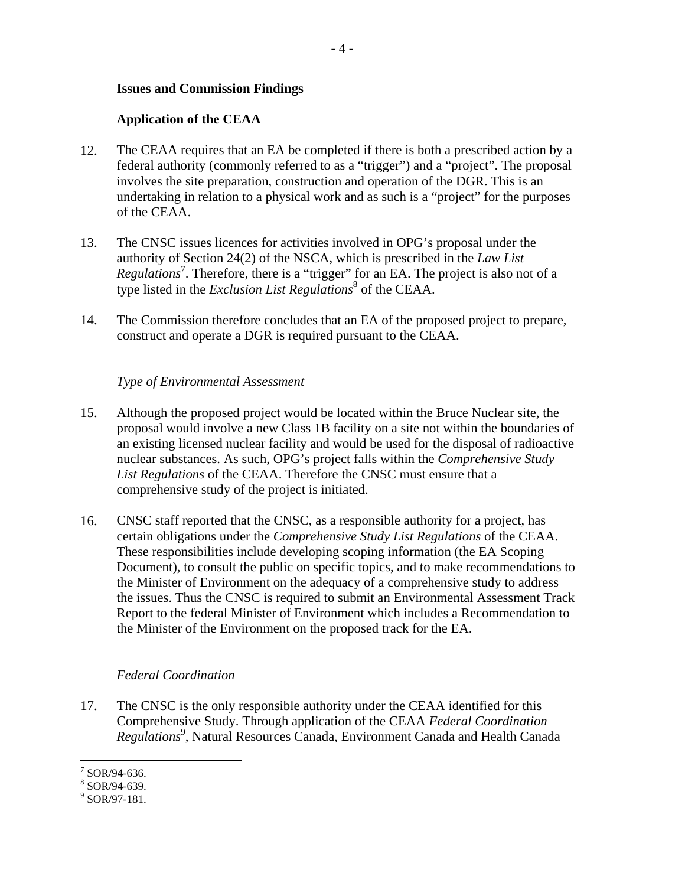**Issues and Commission Findings**

**Application of the CEAA**

12. The CEAA requires that an EA be completed if there is both a prescribed action by a federal authority (commonly referred to as a "trigger") and a "project". The proposal involves the site preparation, construction and operation of the DGR. This is an undertaking in relation to a physical work and as such is a "project" for the purposes of the CEAA.

13. The CNSC issues licences for activities involved in OPG's proposal under the authority of Section 24(2) of the NSCA, which is prescribed in the *Law List Regulations*[7]. Therefore, there is a "trigger" for an EA. The project is also not of a type listed in the *Exclusion List Regulations*[8] of the CEAA.

14. The Commission therefore concludes that an EA of the proposed project to prepare, construct and operate a DGR is required pursuant to the CEAA.

*Type of Environmental Assessment*

15. Although the proposed project would be located within the Bruce Nuclear site, the proposal would involve a new Class 1B facility on a site not within the boundaries of an existing licensed nuclear facility and would be used for the disposal of radioactive nuclear substances. As such, OPG's project falls within the *Comprehensive Study List Regulations* of the CEAA. Therefore the CNSC must ensure that a comprehensive study of the project is initiated.

16. CNSC staff reported that the CNSC, as a responsible authority for a project, has certain obligations under the *Comprehensive Study List Regulations* of the CEAA. These responsibilities include developing scoping information (the EA Scoping Document), to consult the public on specific topics, and to make recommendations to the Minister of Environment on the adequacy of a comprehensive study to address the issues. Thus the CNSC is required to submit an Environmental Assessment Track Report to the federal Minister of Environment which includes a Recommendation to the Minister of the Environment on the proposed track for the EA.

*Federal Coordination*

17. The CNSC is the only responsible authority under the CEAA identified for this Comprehensive Study. Through application of the CEAA *Federal Coordination Regulations*[9], Natural Resources Canada, Environment Canada and Health Canada

---

[7] SOR/94-636.
[8] SOR/94-639.
[9] SOR/97-181.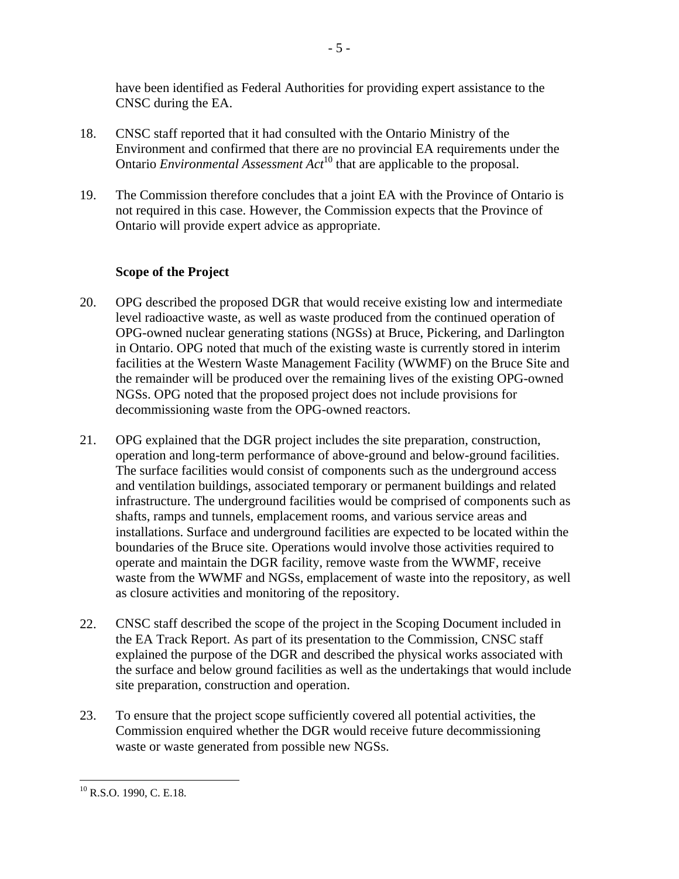have been identified as Federal Authorities for providing expert assistance to the CNSC during the EA.

18. CNSC staff reported that it had consulted with the Ontario Ministry of the Environment and confirmed that there are no provincial EA requirements under the Ontario *Environmental Assessment Act*[10] that are applicable to the proposal.

19. The Commission therefore concludes that a joint EA with the Province of Ontario is not required in this case. However, the Commission expects that the Province of Ontario will provide expert advice as appropriate.

**Scope of the Project**

20. OPG described the proposed DGR that would receive existing low and intermediate level radioactive waste, as well as waste produced from the continued operation of OPG-owned nuclear generating stations (NGSs) at Bruce, Pickering, and Darlington in Ontario. OPG noted that much of the existing waste is currently stored in interim facilities at the Western Waste Management Facility (WWMF) on the Bruce Site and the remainder will be produced over the remaining lives of the existing OPG-owned NGSs. OPG noted that the proposed project does not include provisions for decommissioning waste from the OPG-owned reactors.

21. OPG explained that the DGR project includes the site preparation, construction, operation and long-term performance of above-ground and below-ground facilities. The surface facilities would consist of components such as the underground access and ventilation buildings, associated temporary or permanent buildings and related infrastructure. The underground facilities would be comprised of components such as shafts, ramps and tunnels, emplacement rooms, and various service areas and installations. Surface and underground facilities are expected to be located within the boundaries of the Bruce site. Operations would involve those activities required to operate and maintain the DGR facility, remove waste from the WWMF, receive waste from the WWMF and NGSs, emplacement of waste into the repository, as well as closure activities and monitoring of the repository.

22. CNSC staff described the scope of the project in the Scoping Document included in the EA Track Report. As part of its presentation to the Commission, CNSC staff explained the purpose of the DGR and described the physical works associated with the surface and below ground facilities as well as the undertakings that would include site preparation, construction and operation.

23. To ensure that the project scope sufficiently covered all potential activities, the Commission enquired whether the DGR would receive future decommissioning waste or waste generated from possible new NGSs.

---

[10] R.S.O. 1990, C. E.18.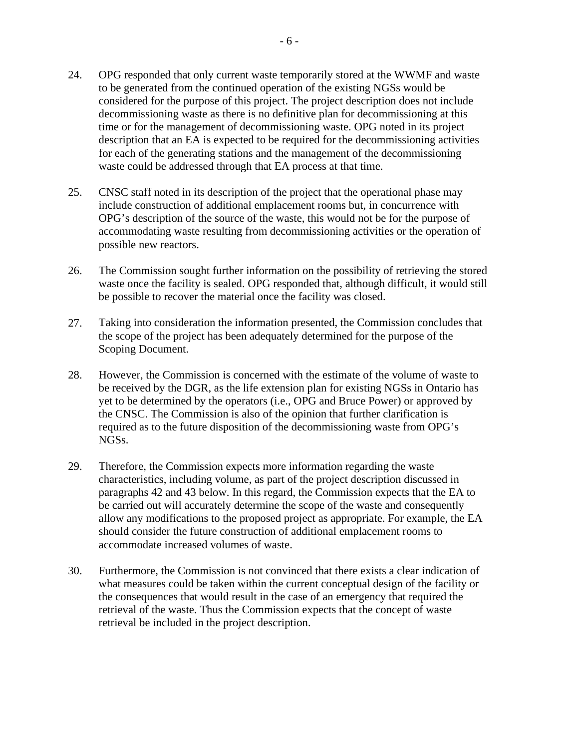24. OPG responded that only current waste temporarily stored at the WWMF and waste to be generated from the continued operation of the existing NGSs would be considered for the purpose of this project. The project description does not include decommissioning waste as there is no definitive plan for decommissioning at this time or for the management of decommissioning waste. OPG noted in its project description that an EA is expected to be required for the decommissioning activities for each of the generating stations and the management of the decommissioning waste could be addressed through that EA process at that time.

25. CNSC staff noted in its description of the project that the operational phase may include construction of additional emplacement rooms but, in concurrence with OPG's description of the source of the waste, this would not be for the purpose of accommodating waste resulting from decommissioning activities or the operation of possible new reactors.

26. The Commission sought further information on the possibility of retrieving the stored waste once the facility is sealed. OPG responded that, although difficult, it would still be possible to recover the material once the facility was closed.

27. Taking into consideration the information presented, the Commission concludes that the scope of the project has been adequately determined for the purpose of the Scoping Document.

28. However, the Commission is concerned with the estimate of the volume of waste to be received by the DGR, as the life extension plan for existing NGSs in Ontario has yet to be determined by the operators (i.e., OPG and Bruce Power) or approved by the CNSC. The Commission is also of the opinion that further clarification is required as to the future disposition of the decommissioning waste from OPG's NGSs.

29. Therefore, the Commission expects more information regarding the waste characteristics, including volume, as part of the project description discussed in paragraphs 42 and 43 below. In this regard, the Commission expects that the EA to be carried out will accurately determine the scope of the waste and consequently allow any modifications to the proposed project as appropriate. For example, the EA should consider the future construction of additional emplacement rooms to accommodate increased volumes of waste.

30. Furthermore, the Commission is not convinced that there exists a clear indication of what measures could be taken within the current conceptual design of the facility or the consequences that would result in the case of an emergency that required the retrieval of the waste. Thus the Commission expects that the concept of waste retrieval be included in the project description.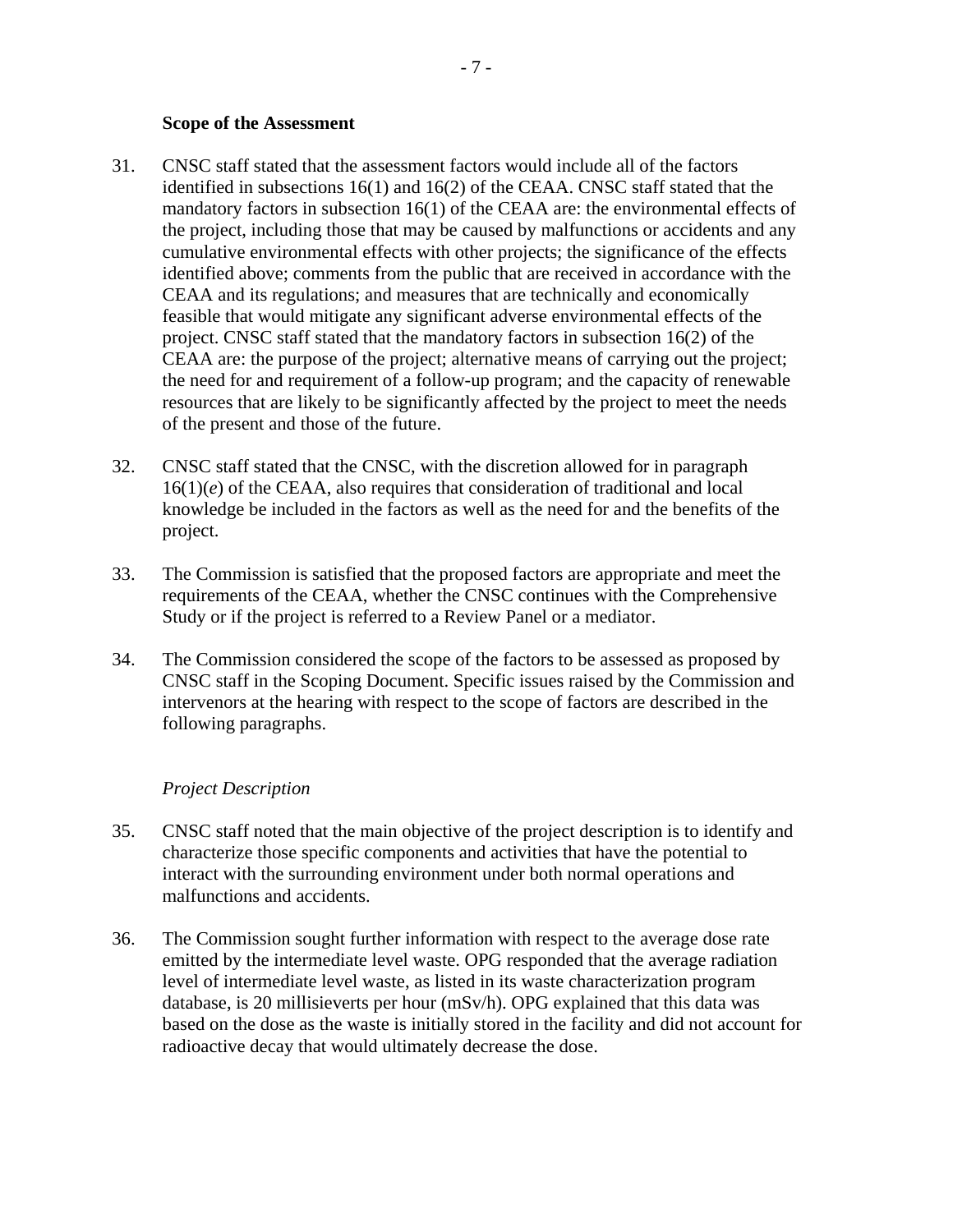**Scope of the Assessment**

31. CNSC staff stated that the assessment factors would include all of the factors identified in subsections 16(1) and 16(2) of the CEAA. CNSC staff stated that the mandatory factors in subsection 16(1) of the CEAA are: the environmental effects of the project, including those that may be caused by malfunctions or accidents and any cumulative environmental effects with other projects; the significance of the effects identified above; comments from the public that are received in accordance with the CEAA and its regulations; and measures that are technically and economically feasible that would mitigate any significant adverse environmental effects of the project. CNSC staff stated that the mandatory factors in subsection 16(2) of the CEAA are: the purpose of the project; alternative means of carrying out the project; the need for and requirement of a follow-up program; and the capacity of renewable resources that are likely to be significantly affected by the project to meet the needs of the present and those of the future.

32. CNSC staff stated that the CNSC, with the discretion allowed for in paragraph 16(1)(*e*) of the CEAA, also requires that consideration of traditional and local knowledge be included in the factors as well as the need for and the benefits of the project.

33. The Commission is satisfied that the proposed factors are appropriate and meet the requirements of the CEAA, whether the CNSC continues with the Comprehensive Study or if the project is referred to a Review Panel or a mediator.

34. The Commission considered the scope of the factors to be assessed as proposed by CNSC staff in the Scoping Document. Specific issues raised by the Commission and intervenors at the hearing with respect to the scope of factors are described in the following paragraphs.

*Project Description*

35. CNSC staff noted that the main objective of the project description is to identify and characterize those specific components and activities that have the potential to interact with the surrounding environment under both normal operations and malfunctions and accidents.

36. The Commission sought further information with respect to the average dose rate emitted by the intermediate level waste. OPG responded that the average radiation level of intermediate level waste, as listed in its waste characterization program database, is 20 millisieverts per hour (mSv/h). OPG explained that this data was based on the dose as the waste is initially stored in the facility and did not account for radioactive decay that would ultimately decrease the dose.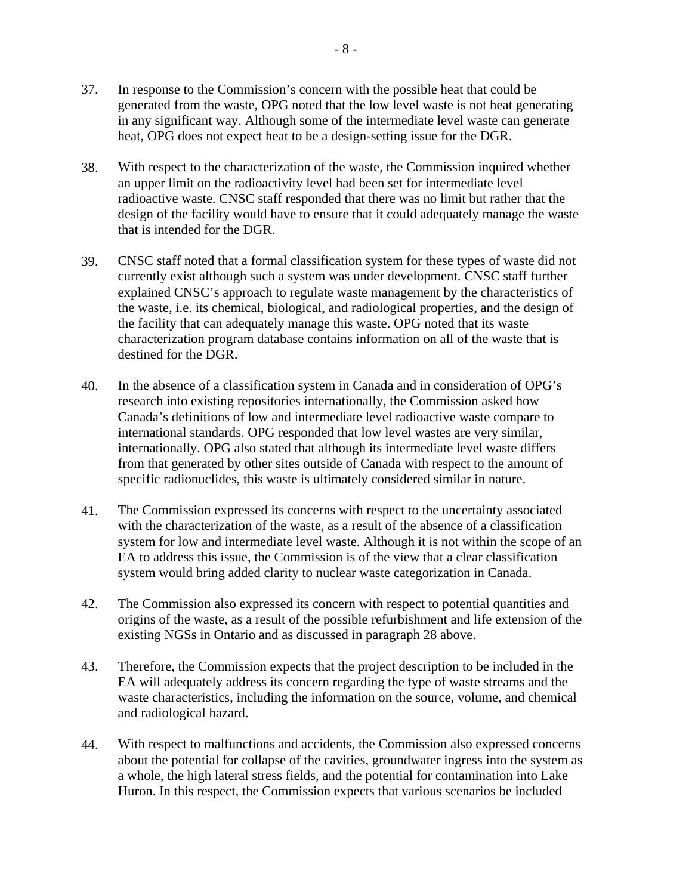37. In response to the Commission's concern with the possible heat that could be generated from the waste, OPG noted that the low level waste is not heat generating in any significant way. Although some of the intermediate level waste can generate heat, OPG does not expect heat to be a design-setting issue for the DGR.

38. With respect to the characterization of the waste, the Commission inquired whether an upper limit on the radioactivity level had been set for intermediate level radioactive waste. CNSC staff responded that there was no limit but rather that the design of the facility would have to ensure that it could adequately manage the waste that is intended for the DGR.

39. CNSC staff noted that a formal classification system for these types of waste did not currently exist although such a system was under development. CNSC staff further explained CNSC's approach to regulate waste management by the characteristics of the waste, i.e. its chemical, biological, and radiological properties, and the design of the facility that can adequately manage this waste. OPG noted that its waste characterization program database contains information on all of the waste that is destined for the DGR.

40. In the absence of a classification system in Canada and in consideration of OPG's research into existing repositories internationally, the Commission asked how Canada's definitions of low and intermediate level radioactive waste compare to international standards. OPG responded that low level wastes are very similar, internationally. OPG also stated that although its intermediate level waste differs from that generated by other sites outside of Canada with respect to the amount of specific radionuclides, this waste is ultimately considered similar in nature.

41. The Commission expressed its concerns with respect to the uncertainty associated with the characterization of the waste, as a result of the absence of a classification system for low and intermediate level waste. Although it is not within the scope of an EA to address this issue, the Commission is of the view that a clear classification system would bring added clarity to nuclear waste categorization in Canada.

42. The Commission also expressed its concern with respect to potential quantities and origins of the waste, as a result of the possible refurbishment and life extension of the existing NGSs in Ontario and as discussed in paragraph 28 above.

43. Therefore, the Commission expects that the project description to be included in the EA will adequately address its concern regarding the type of waste streams and the waste characteristics, including the information on the source, volume, and chemical and radiological hazard.

44. With respect to malfunctions and accidents, the Commission also expressed concerns about the potential for collapse of the cavities, groundwater ingress into the system as a whole, the high lateral stress fields, and the potential for contamination into Lake Huron. In this respect, the Commission expects that various scenarios be included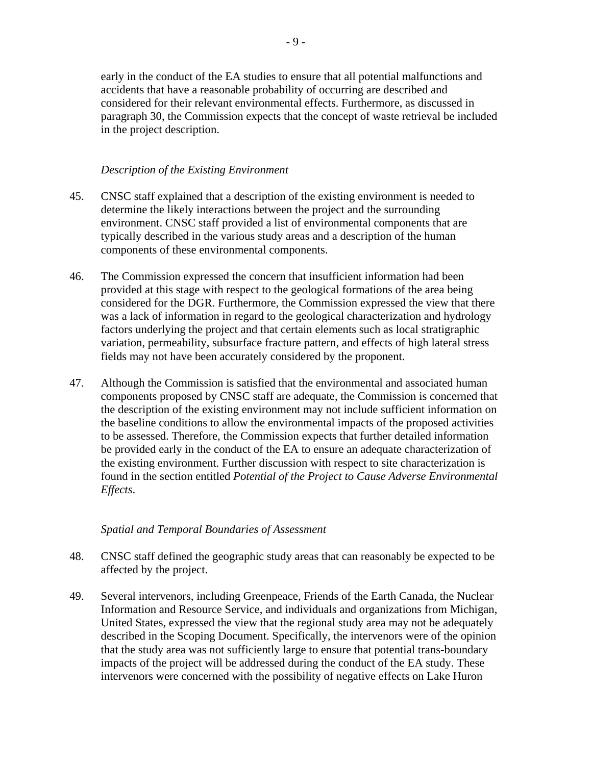early in the conduct of the EA studies to ensure that all potential malfunctions and accidents that have a reasonable probability of occurring are described and considered for their relevant environmental effects. Furthermore, as discussed in paragraph 30, the Commission expects that the concept of waste retrieval be included in the project description.

*Description of the Existing Environment*

45. CNSC staff explained that a description of the existing environment is needed to determine the likely interactions between the project and the surrounding environment. CNSC staff provided a list of environmental components that are typically described in the various study areas and a description of the human components of these environmental components.

46. The Commission expressed the concern that insufficient information had been provided at this stage with respect to the geological formations of the area being considered for the DGR. Furthermore, the Commission expressed the view that there was a lack of information in regard to the geological characterization and hydrology factors underlying the project and that certain elements such as local stratigraphic variation, permeability, subsurface fracture pattern, and effects of high lateral stress fields may not have been accurately considered by the proponent.

47. Although the Commission is satisfied that the environmental and associated human components proposed by CNSC staff are adequate, the Commission is concerned that the description of the existing environment may not include sufficient information on the baseline conditions to allow the environmental impacts of the proposed activities to be assessed. Therefore, the Commission expects that further detailed information be provided early in the conduct of the EA to ensure an adequate characterization of the existing environment. Further discussion with respect to site characterization is found in the section entitled *Potential of the Project to Cause Adverse Environmental Effects*.

*Spatial and Temporal Boundaries of Assessment*

48. CNSC staff defined the geographic study areas that can reasonably be expected to be affected by the project.

49. Several intervenors, including Greenpeace, Friends of the Earth Canada, the Nuclear Information and Resource Service, and individuals and organizations from Michigan, United States, expressed the view that the regional study area may not be adequately described in the Scoping Document. Specifically, the intervenors were of the opinion that the study area was not sufficiently large to ensure that potential trans-boundary impacts of the project will be addressed during the conduct of the EA study. These intervenors were concerned with the possibility of negative effects on Lake Huron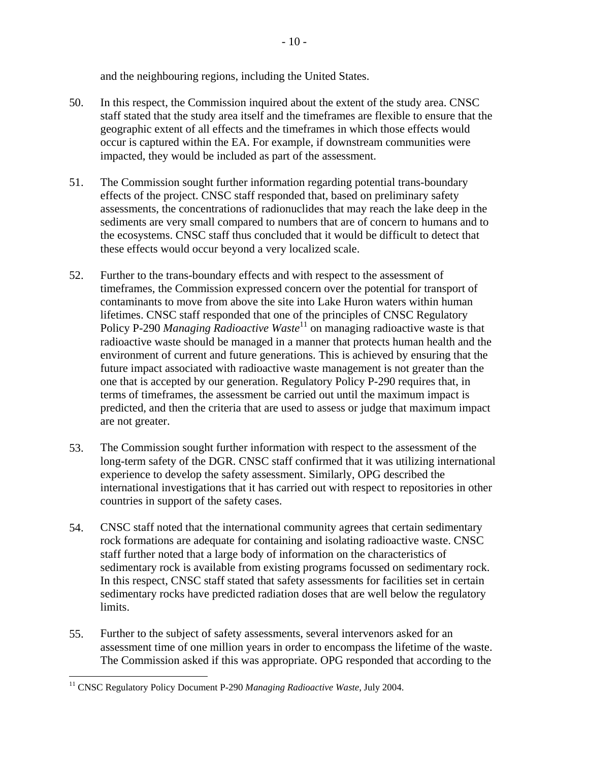and the neighbouring regions, including the United States.

50. In this respect, the Commission inquired about the extent of the study area. CNSC staff stated that the study area itself and the timeframes are flexible to ensure that the geographic extent of all effects and the timeframes in which those effects would occur is captured within the EA. For example, if downstream communities were impacted, they would be included as part of the assessment.

51. The Commission sought further information regarding potential trans-boundary effects of the project. CNSC staff responded that, based on preliminary safety assessments, the concentrations of radionuclides that may reach the lake deep in the sediments are very small compared to numbers that are of concern to humans and to the ecosystems. CNSC staff thus concluded that it would be difficult to detect that these effects would occur beyond a very localized scale.

52. Further to the trans-boundary effects and with respect to the assessment of timeframes, the Commission expressed concern over the potential for transport of contaminants to move from above the site into Lake Huron waters within human lifetimes. CNSC staff responded that one of the principles of CNSC Regulatory Policy P-290 *Managing Radioactive Waste*[11] on managing radioactive waste is that radioactive waste should be managed in a manner that protects human health and the environment of current and future generations. This is achieved by ensuring that the future impact associated with radioactive waste management is not greater than the one that is accepted by our generation. Regulatory Policy P-290 requires that, in terms of timeframes, the assessment be carried out until the maximum impact is predicted, and then the criteria that are used to assess or judge that maximum impact are not greater.

53. The Commission sought further information with respect to the assessment of the long-term safety of the DGR. CNSC staff confirmed that it was utilizing international experience to develop the safety assessment. Similarly, OPG described the international investigations that it has carried out with respect to repositories in other countries in support of the safety cases.

54. CNSC staff noted that the international community agrees that certain sedimentary rock formations are adequate for containing and isolating radioactive waste. CNSC staff further noted that a large body of information on the characteristics of sedimentary rock is available from existing programs focussed on sedimentary rock. In this respect, CNSC staff stated that safety assessments for facilities set in certain sedimentary rocks have predicted radiation doses that are well below the regulatory limits.

55. Further to the subject of safety assessments, several intervenors asked for an assessment time of one million years in order to encompass the lifetime of the waste. The Commission asked if this was appropriate. OPG responded that according to the

[11] CNSC Regulatory Policy Document P-290 *Managing Radioactive Waste*, July 2004.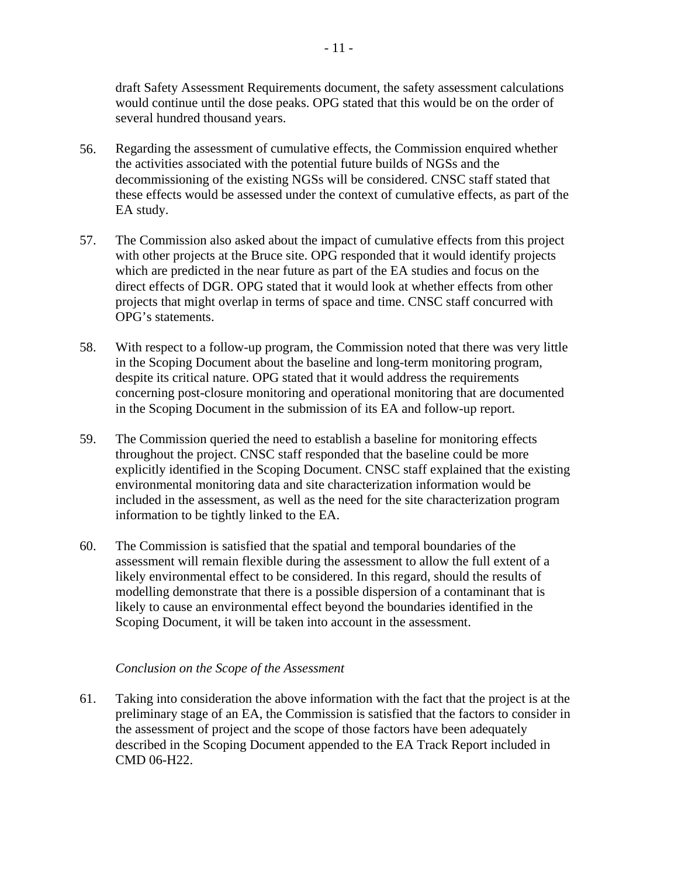draft Safety Assessment Requirements document, the safety assessment calculations would continue until the dose peaks. OPG stated that this would be on the order of several hundred thousand years.

56. Regarding the assessment of cumulative effects, the Commission enquired whether the activities associated with the potential future builds of NGSs and the decommissioning of the existing NGSs will be considered. CNSC staff stated that these effects would be assessed under the context of cumulative effects, as part of the EA study.

57. The Commission also asked about the impact of cumulative effects from this project with other projects at the Bruce site. OPG responded that it would identify projects which are predicted in the near future as part of the EA studies and focus on the direct effects of DGR. OPG stated that it would look at whether effects from other projects that might overlap in terms of space and time. CNSC staff concurred with OPG's statements.

58. With respect to a follow-up program, the Commission noted that there was very little in the Scoping Document about the baseline and long-term monitoring program, despite its critical nature. OPG stated that it would address the requirements concerning post-closure monitoring and operational monitoring that are documented in the Scoping Document in the submission of its EA and follow-up report.

59. The Commission queried the need to establish a baseline for monitoring effects throughout the project. CNSC staff responded that the baseline could be more explicitly identified in the Scoping Document. CNSC staff explained that the existing environmental monitoring data and site characterization information would be included in the assessment, as well as the need for the site characterization program information to be tightly linked to the EA.

60. The Commission is satisfied that the spatial and temporal boundaries of the assessment will remain flexible during the assessment to allow the full extent of a likely environmental effect to be considered. In this regard, should the results of modelling demonstrate that there is a possible dispersion of a contaminant that is likely to cause an environmental effect beyond the boundaries identified in the Scoping Document, it will be taken into account in the assessment.

*Conclusion on the Scope of the Assessment*

61. Taking into consideration the above information with the fact that the project is at the preliminary stage of an EA, the Commission is satisfied that the factors to consider in the assessment of project and the scope of those factors have been adequately described in the Scoping Document appended to the EA Track Report included in CMD 06-H22.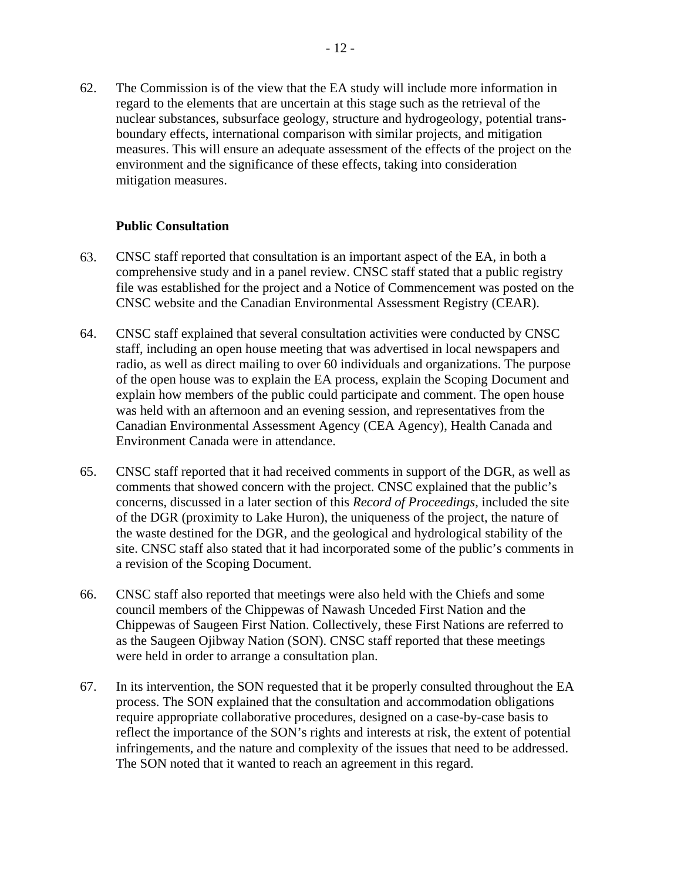62. The Commission is of the view that the EA study will include more information in regard to the elements that are uncertain at this stage such as the retrieval of the nuclear substances, subsurface geology, structure and hydrogeology, potential trans-boundary effects, international comparison with similar projects, and mitigation measures. This will ensure an adequate assessment of the effects of the project on the environment and the significance of these effects, taking into consideration mitigation measures.

**Public Consultation**

63. CNSC staff reported that consultation is an important aspect of the EA, in both a comprehensive study and in a panel review. CNSC staff stated that a public registry file was established for the project and a Notice of Commencement was posted on the CNSC website and the Canadian Environmental Assessment Registry (CEAR).

64. CNSC staff explained that several consultation activities were conducted by CNSC staff, including an open house meeting that was advertised in local newspapers and radio, as well as direct mailing to over 60 individuals and organizations. The purpose of the open house was to explain the EA process, explain the Scoping Document and explain how members of the public could participate and comment. The open house was held with an afternoon and an evening session, and representatives from the Canadian Environmental Assessment Agency (CEA Agency), Health Canada and Environment Canada were in attendance.

65. CNSC staff reported that it had received comments in support of the DGR, as well as comments that showed concern with the project. CNSC explained that the public's concerns, discussed in a later section of this *Record of Proceedings*, included the site of the DGR (proximity to Lake Huron), the uniqueness of the project, the nature of the waste destined for the DGR, and the geological and hydrological stability of the site. CNSC staff also stated that it had incorporated some of the public's comments in a revision of the Scoping Document.

66. CNSC staff also reported that meetings were also held with the Chiefs and some council members of the Chippewas of Nawash Unceded First Nation and the Chippewas of Saugeen First Nation. Collectively, these First Nations are referred to as the Saugeen Ojibway Nation (SON). CNSC staff reported that these meetings were held in order to arrange a consultation plan.

67. In its intervention, the SON requested that it be properly consulted throughout the EA process. The SON explained that the consultation and accommodation obligations require appropriate collaborative procedures, designed on a case-by-case basis to reflect the importance of the SON's rights and interests at risk, the extent of potential infringements, and the nature and complexity of the issues that need to be addressed. The SON noted that it wanted to reach an agreement in this regard.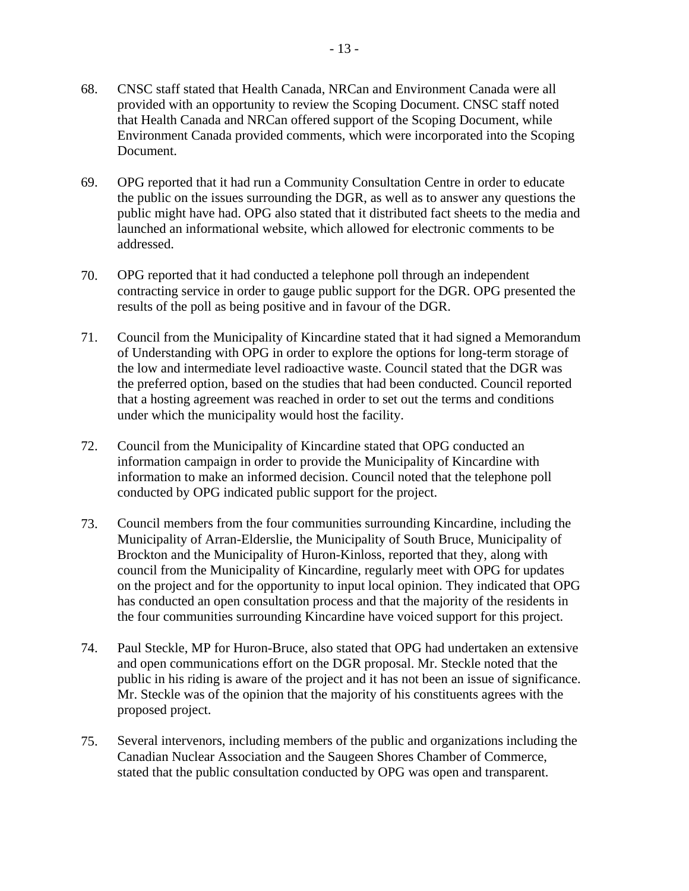68. CNSC staff stated that Health Canada, NRCan and Environment Canada were all provided with an opportunity to review the Scoping Document. CNSC staff noted that Health Canada and NRCan offered support of the Scoping Document, while Environment Canada provided comments, which were incorporated into the Scoping Document.

69. OPG reported that it had run a Community Consultation Centre in order to educate the public on the issues surrounding the DGR, as well as to answer any questions the public might have had. OPG also stated that it distributed fact sheets to the media and launched an informational website, which allowed for electronic comments to be addressed.

70. OPG reported that it had conducted a telephone poll through an independent contracting service in order to gauge public support for the DGR. OPG presented the results of the poll as being positive and in favour of the DGR.

71. Council from the Municipality of Kincardine stated that it had signed a Memorandum of Understanding with OPG in order to explore the options for long-term storage of the low and intermediate level radioactive waste. Council stated that the DGR was the preferred option, based on the studies that had been conducted. Council reported that a hosting agreement was reached in order to set out the terms and conditions under which the municipality would host the facility.

72. Council from the Municipality of Kincardine stated that OPG conducted an information campaign in order to provide the Municipality of Kincardine with information to make an informed decision. Council noted that the telephone poll conducted by OPG indicated public support for the project.

73. Council members from the four communities surrounding Kincardine, including the Municipality of Arran-Elderslie, the Municipality of South Bruce, Municipality of Brockton and the Municipality of Huron-Kinloss, reported that they, along with council from the Municipality of Kincardine, regularly meet with OPG for updates on the project and for the opportunity to input local opinion. They indicated that OPG has conducted an open consultation process and that the majority of the residents in the four communities surrounding Kincardine have voiced support for this project.

74. Paul Steckle, MP for Huron-Bruce, also stated that OPG had undertaken an extensive and open communications effort on the DGR proposal. Mr. Steckle noted that the public in his riding is aware of the project and it has not been an issue of significance. Mr. Steckle was of the opinion that the majority of his constituents agrees with the proposed project.

75. Several intervenors, including members of the public and organizations including the Canadian Nuclear Association and the Saugeen Shores Chamber of Commerce, stated that the public consultation conducted by OPG was open and transparent.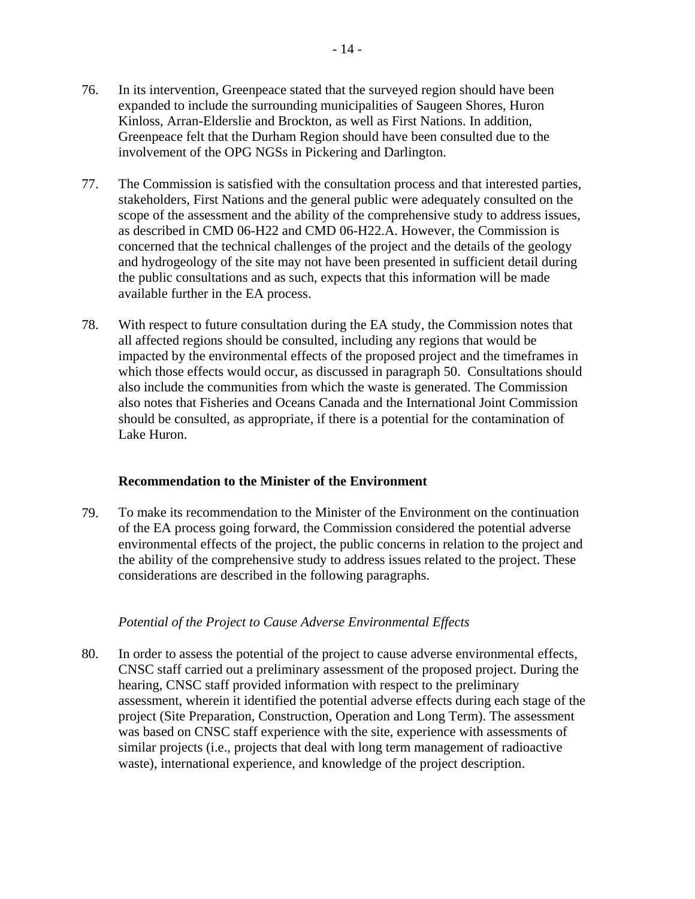76. In its intervention, Greenpeace stated that the surveyed region should have been expanded to include the surrounding municipalities of Saugeen Shores, Huron Kinloss, Arran-Elderslie and Brockton, as well as First Nations. In addition, Greenpeace felt that the Durham Region should have been consulted due to the involvement of the OPG NGSs in Pickering and Darlington.

77. The Commission is satisfied with the consultation process and that interested parties, stakeholders, First Nations and the general public were adequately consulted on the scope of the assessment and the ability of the comprehensive study to address issues, as described in CMD 06-H22 and CMD 06-H22.A. However, the Commission is concerned that the technical challenges of the project and the details of the geology and hydrogeology of the site may not have been presented in sufficient detail during the public consultations and as such, expects that this information will be made available further in the EA process.

78. With respect to future consultation during the EA study, the Commission notes that all affected regions should be consulted, including any regions that would be impacted by the environmental effects of the proposed project and the timeframes in which those effects would occur, as discussed in paragraph 50. Consultations should also include the communities from which the waste is generated. The Commission also notes that Fisheries and Oceans Canada and the International Joint Commission should be consulted, as appropriate, if there is a potential for the contamination of Lake Huron.

### Recommendation to the Minister of the Environment

79. To make its recommendation to the Minister of the Environment on the continuation of the EA process going forward, the Commission considered the potential adverse environmental effects of the project, the public concerns in relation to the project and the ability of the comprehensive study to address issues related to the project. These considerations are described in the following paragraphs.

*Potential of the Project to Cause Adverse Environmental Effects*

80. In order to assess the potential of the project to cause adverse environmental effects, CNSC staff carried out a preliminary assessment of the proposed project. During the hearing, CNSC staff provided information with respect to the preliminary assessment, wherein it identified the potential adverse effects during each stage of the project (Site Preparation, Construction, Operation and Long Term). The assessment was based on CNSC staff experience with the site, experience with assessments of similar projects (i.e., projects that deal with long term management of radioactive waste), international experience, and knowledge of the project description.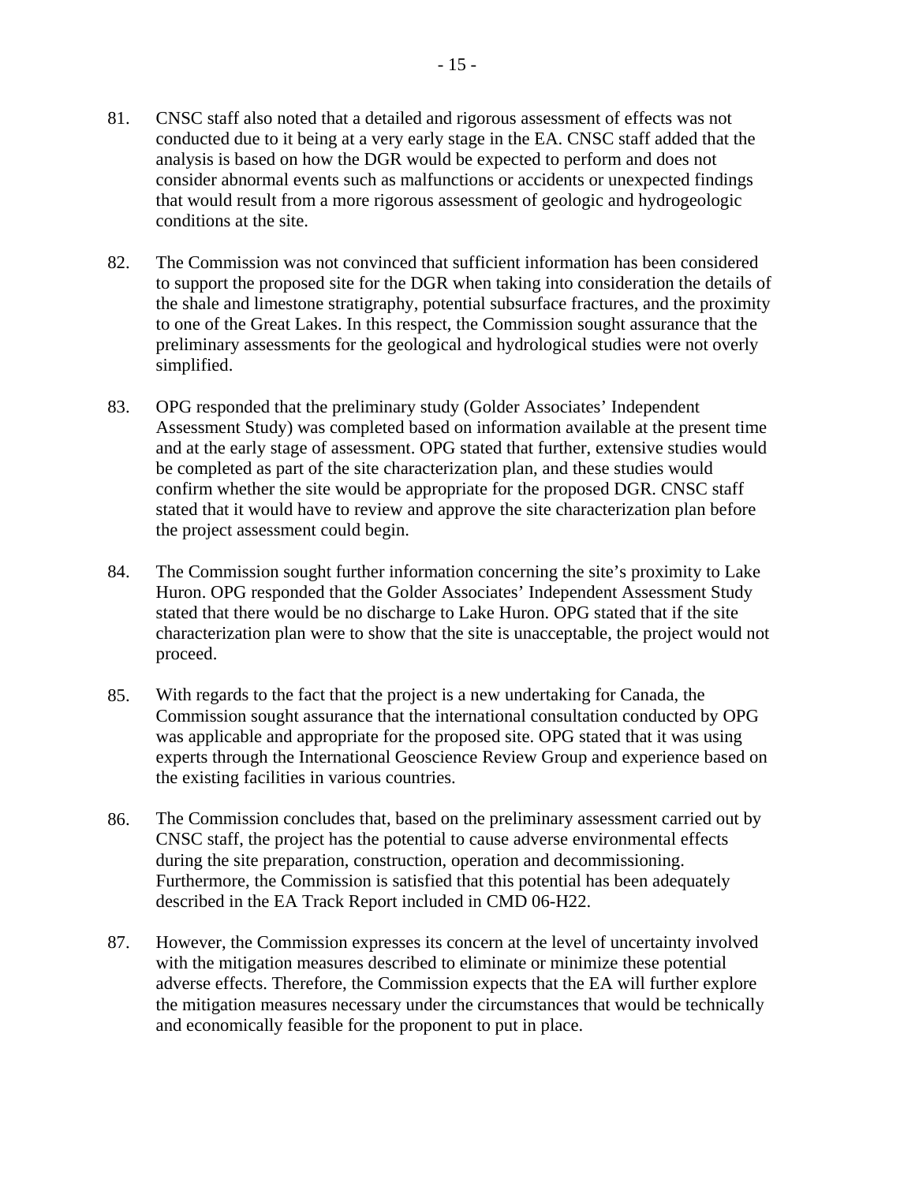81. CNSC staff also noted that a detailed and rigorous assessment of effects was not conducted due to it being at a very early stage in the EA. CNSC staff added that the analysis is based on how the DGR would be expected to perform and does not consider abnormal events such as malfunctions or accidents or unexpected findings that would result from a more rigorous assessment of geologic and hydrogeologic conditions at the site.

82. The Commission was not convinced that sufficient information has been considered to support the proposed site for the DGR when taking into consideration the details of the shale and limestone stratigraphy, potential subsurface fractures, and the proximity to one of the Great Lakes. In this respect, the Commission sought assurance that the preliminary assessments for the geological and hydrological studies were not overly simplified.

83. OPG responded that the preliminary study (Golder Associates' Independent Assessment Study) was completed based on information available at the present time and at the early stage of assessment. OPG stated that further, extensive studies would be completed as part of the site characterization plan, and these studies would confirm whether the site would be appropriate for the proposed DGR. CNSC staff stated that it would have to review and approve the site characterization plan before the project assessment could begin.

84. The Commission sought further information concerning the site's proximity to Lake Huron. OPG responded that the Golder Associates' Independent Assessment Study stated that there would be no discharge to Lake Huron. OPG stated that if the site characterization plan were to show that the site is unacceptable, the project would not proceed.

85. With regards to the fact that the project is a new undertaking for Canada, the Commission sought assurance that the international consultation conducted by OPG was applicable and appropriate for the proposed site. OPG stated that it was using experts through the International Geoscience Review Group and experience based on the existing facilities in various countries.

86. The Commission concludes that, based on the preliminary assessment carried out by CNSC staff, the project has the potential to cause adverse environmental effects during the site preparation, construction, operation and decommissioning. Furthermore, the Commission is satisfied that this potential has been adequately described in the EA Track Report included in CMD 06-H22.

87. However, the Commission expresses its concern at the level of uncertainty involved with the mitigation measures described to eliminate or minimize these potential adverse effects. Therefore, the Commission expects that the EA will further explore the mitigation measures necessary under the circumstances that would be technically and economically feasible for the proponent to put in place.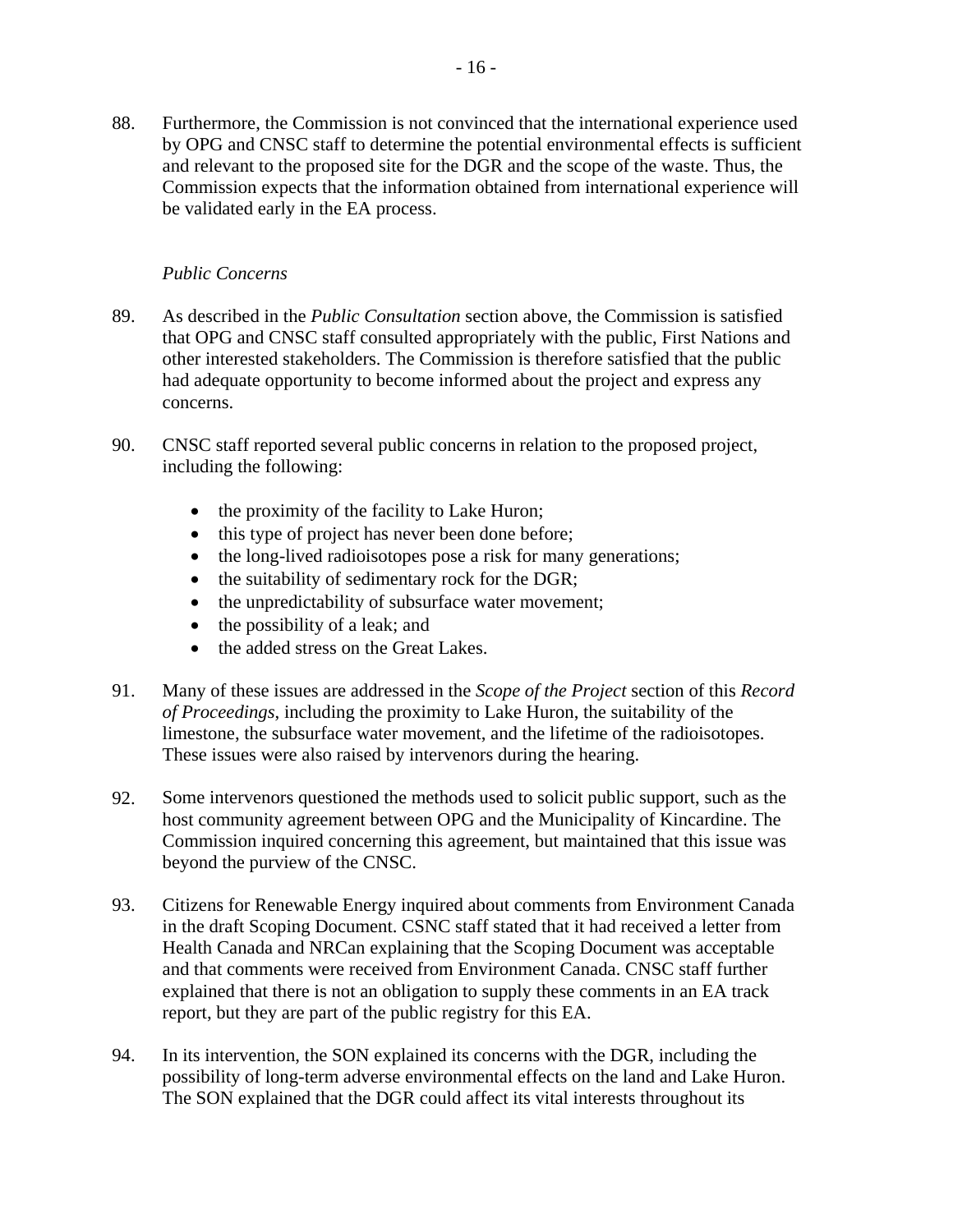88. Furthermore, the Commission is not convinced that the international experience used by OPG and CNSC staff to determine the potential environmental effects is sufficient and relevant to the proposed site for the DGR and the scope of the waste. Thus, the Commission expects that the information obtained from international experience will be validated early in the EA process.

*Public Concerns*

89. As described in the *Public Consultation* section above, the Commission is satisfied that OPG and CNSC staff consulted appropriately with the public, First Nations and other interested stakeholders. The Commission is therefore satisfied that the public had adequate opportunity to become informed about the project and express any concerns.

90. CNSC staff reported several public concerns in relation to the proposed project, including the following:

    - the proximity of the facility to Lake Huron;
    - this type of project has never been done before;
    - the long-lived radioisotopes pose a risk for many generations;
    - the suitability of sedimentary rock for the DGR;
    - the unpredictability of subsurface water movement;
    - the possibility of a leak; and
    - the added stress on the Great Lakes.

91. Many of these issues are addressed in the *Scope of the Project* section of this *Record of Proceedings*, including the proximity to Lake Huron, the suitability of the limestone, the subsurface water movement, and the lifetime of the radioisotopes. These issues were also raised by intervenors during the hearing.

92. Some intervenors questioned the methods used to solicit public support, such as the host community agreement between OPG and the Municipality of Kincardine. The Commission inquired concerning this agreement, but maintained that this issue was beyond the purview of the CNSC.

93. Citizens for Renewable Energy inquired about comments from Environment Canada in the draft Scoping Document. CSNC staff stated that it had received a letter from Health Canada and NRCan explaining that the Scoping Document was acceptable and that comments were received from Environment Canada. CNSC staff further explained that there is not an obligation to supply these comments in an EA track report, but they are part of the public registry for this EA.

94. In its intervention, the SON explained its concerns with the DGR, including the possibility of long-term adverse environmental effects on the land and Lake Huron. The SON explained that the DGR could affect its vital interests throughout its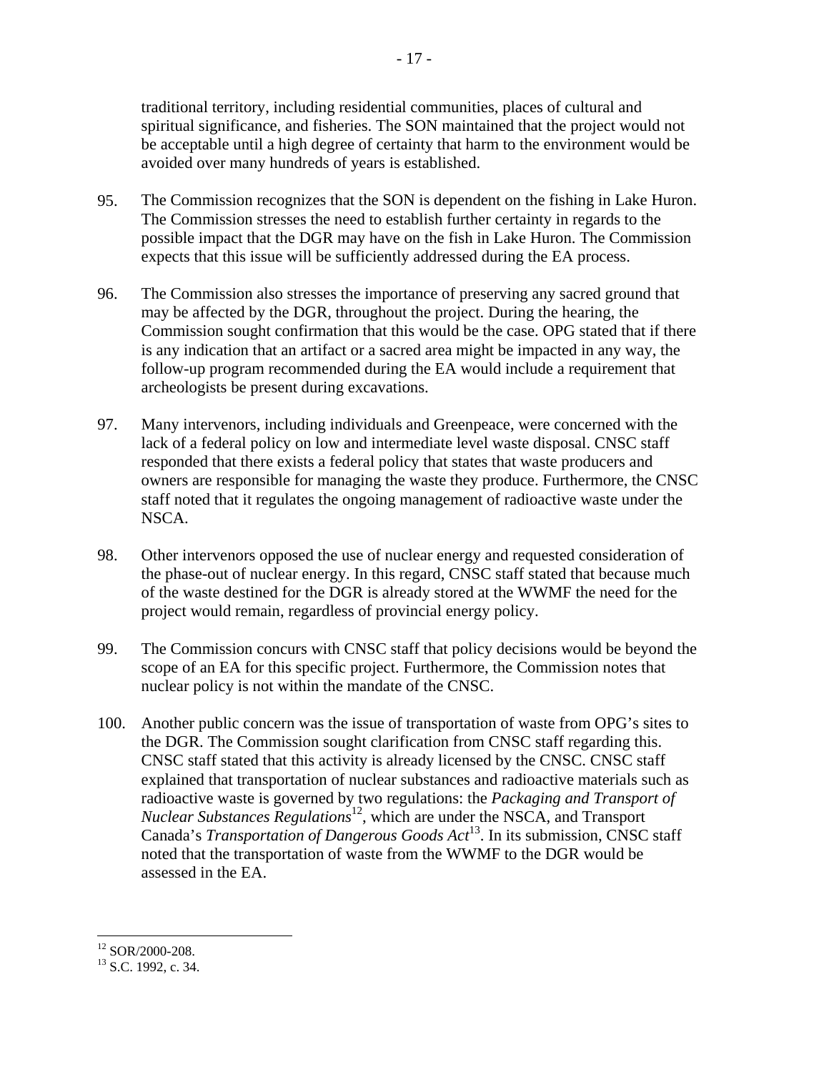traditional territory, including residential communities, places of cultural and spiritual significance, and fisheries. The SON maintained that the project would not be acceptable until a high degree of certainty that harm to the environment would be avoided over many hundreds of years is established.

95. The Commission recognizes that the SON is dependent on the fishing in Lake Huron. The Commission stresses the need to establish further certainty in regards to the possible impact that the DGR may have on the fish in Lake Huron. The Commission expects that this issue will be sufficiently addressed during the EA process.

96. The Commission also stresses the importance of preserving any sacred ground that may be affected by the DGR, throughout the project. During the hearing, the Commission sought confirmation that this would be the case. OPG stated that if there is any indication that an artifact or a sacred area might be impacted in any way, the follow-up program recommended during the EA would include a requirement that archeologists be present during excavations.

97. Many intervenors, including individuals and Greenpeace, were concerned with the lack of a federal policy on low and intermediate level waste disposal. CNSC staff responded that there exists a federal policy that states that waste producers and owners are responsible for managing the waste they produce. Furthermore, the CNSC staff noted that it regulates the ongoing management of radioactive waste under the NSCA.

98. Other intervenors opposed the use of nuclear energy and requested consideration of the phase-out of nuclear energy. In this regard, CNSC staff stated that because much of the waste destined for the DGR is already stored at the WWMF the need for the project would remain, regardless of provincial energy policy.

99. The Commission concurs with CNSC staff that policy decisions would be beyond the scope of an EA for this specific project. Furthermore, the Commission notes that nuclear policy is not within the mandate of the CNSC.

100. Another public concern was the issue of transportation of waste from OPG's sites to the DGR. The Commission sought clarification from CNSC staff regarding this. CNSC staff stated that this activity is already licensed by the CNSC. CNSC staff explained that transportation of nuclear substances and radioactive materials such as radioactive waste is governed by two regulations: the *Packaging and Transport of Nuclear Substances Regulations*[12], which are under the NSCA, and Transport Canada's *Transportation of Dangerous Goods Act*[13]. In its submission, CNSC staff noted that the transportation of waste from the WWMF to the DGR would be assessed in the EA.

[12] SOR/2000-208.

[13] S.C. 1992, c. 34.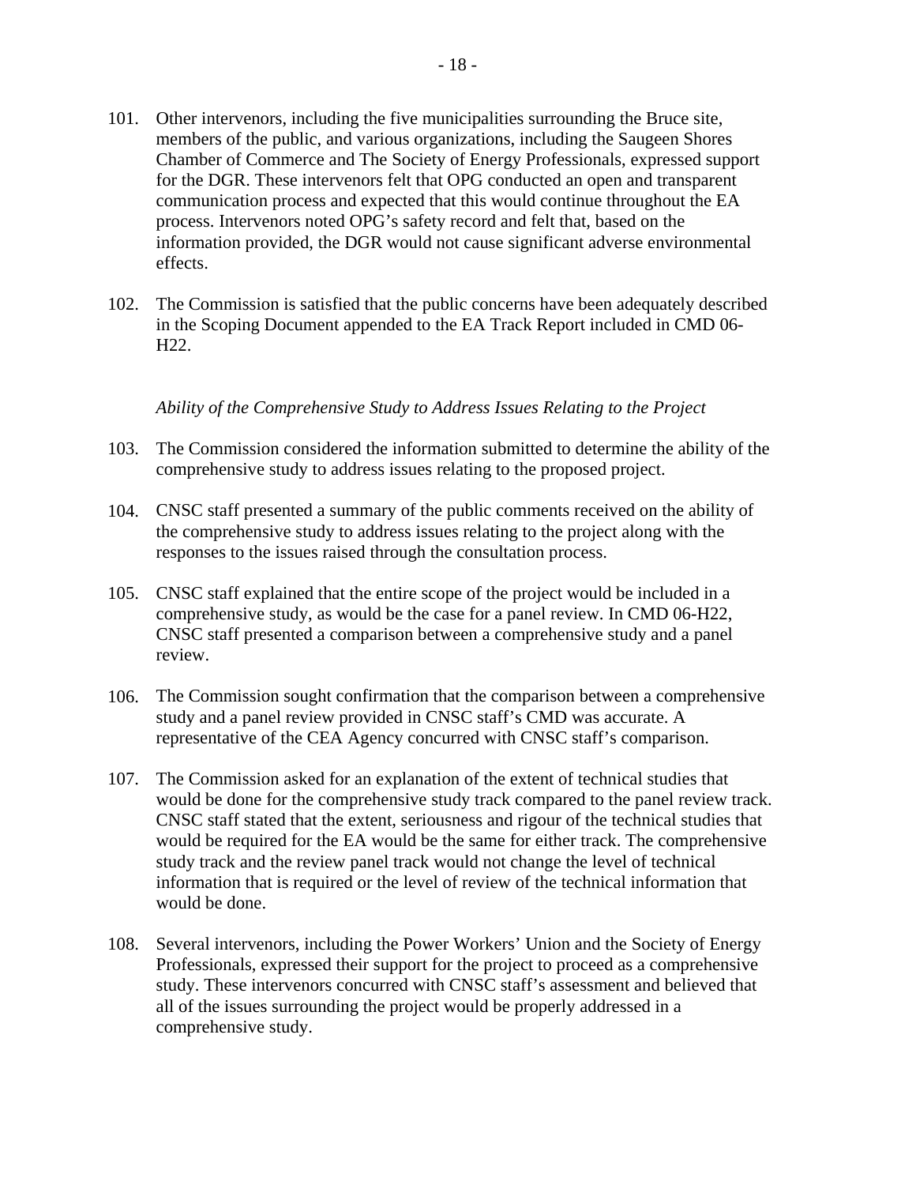101. Other intervenors, including the five municipalities surrounding the Bruce site, members of the public, and various organizations, including the Saugeen Shores Chamber of Commerce and The Society of Energy Professionals, expressed support for the DGR. These intervenors felt that OPG conducted an open and transparent communication process and expected that this would continue throughout the EA process. Intervenors noted OPG's safety record and felt that, based on the information provided, the DGR would not cause significant adverse environmental effects.

102. The Commission is satisfied that the public concerns have been adequately described in the Scoping Document appended to the EA Track Report included in CMD 06-H22.

*Ability of the Comprehensive Study to Address Issues Relating to the Project*

103. The Commission considered the information submitted to determine the ability of the comprehensive study to address issues relating to the proposed project.

104. CNSC staff presented a summary of the public comments received on the ability of the comprehensive study to address issues relating to the project along with the responses to the issues raised through the consultation process.

105. CNSC staff explained that the entire scope of the project would be included in a comprehensive study, as would be the case for a panel review. In CMD 06-H22, CNSC staff presented a comparison between a comprehensive study and a panel review.

106. The Commission sought confirmation that the comparison between a comprehensive study and a panel review provided in CNSC staff's CMD was accurate. A representative of the CEA Agency concurred with CNSC staff's comparison.

107. The Commission asked for an explanation of the extent of technical studies that would be done for the comprehensive study track compared to the panel review track. CNSC staff stated that the extent, seriousness and rigour of the technical studies that would be required for the EA would be the same for either track. The comprehensive study track and the review panel track would not change the level of technical information that is required or the level of review of the technical information that would be done.

108. Several intervenors, including the Power Workers' Union and the Society of Energy Professionals, expressed their support for the project to proceed as a comprehensive study. These intervenors concurred with CNSC staff's assessment and believed that all of the issues surrounding the project would be properly addressed in a comprehensive study.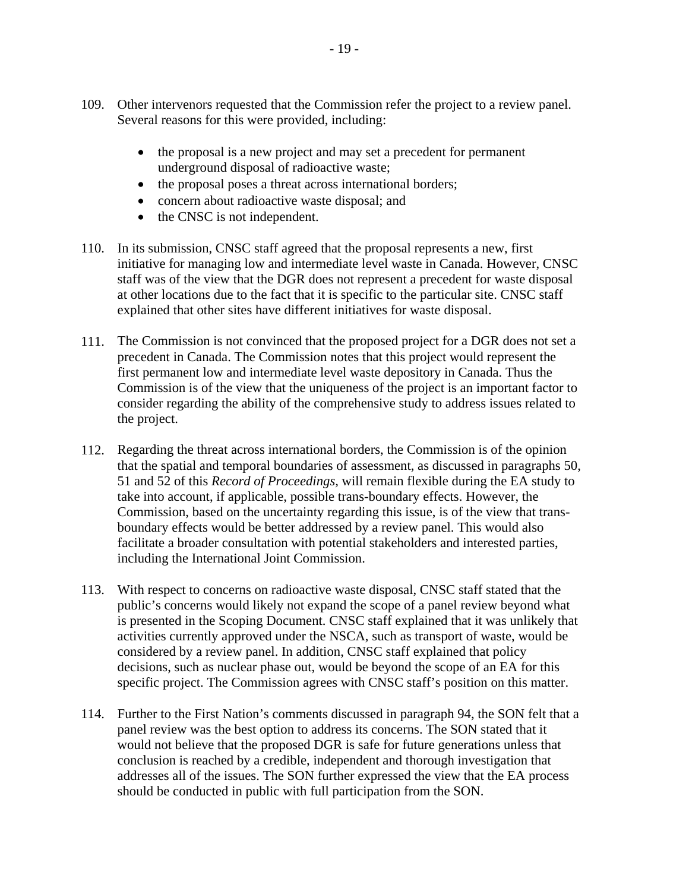109. Other intervenors requested that the Commission refer the project to a review panel. Several reasons for this were provided, including:

- the proposal is a new project and may set a precedent for permanent underground disposal of radioactive waste;
- the proposal poses a threat across international borders;
- concern about radioactive waste disposal; and
- the CNSC is not independent.

110. In its submission, CNSC staff agreed that the proposal represents a new, first initiative for managing low and intermediate level waste in Canada. However, CNSC staff was of the view that the DGR does not represent a precedent for waste disposal at other locations due to the fact that it is specific to the particular site. CNSC staff explained that other sites have different initiatives for waste disposal.

111. The Commission is not convinced that the proposed project for a DGR does not set a precedent in Canada. The Commission notes that this project would represent the first permanent low and intermediate level waste depository in Canada. Thus the Commission is of the view that the uniqueness of the project is an important factor to consider regarding the ability of the comprehensive study to address issues related to the project.

112. Regarding the threat across international borders, the Commission is of the opinion that the spatial and temporal boundaries of assessment, as discussed in paragraphs 50, 51 and 52 of this *Record of Proceedings,* will remain flexible during the EA study to take into account, if applicable, possible trans-boundary effects. However, the Commission, based on the uncertainty regarding this issue, is of the view that trans-boundary effects would be better addressed by a review panel. This would also facilitate a broader consultation with potential stakeholders and interested parties, including the International Joint Commission.

113. With respect to concerns on radioactive waste disposal, CNSC staff stated that the public's concerns would likely not expand the scope of a panel review beyond what is presented in the Scoping Document. CNSC staff explained that it was unlikely that activities currently approved under the NSCA, such as transport of waste, would be considered by a review panel. In addition, CNSC staff explained that policy decisions, such as nuclear phase out, would be beyond the scope of an EA for this specific project. The Commission agrees with CNSC staff's position on this matter.

114. Further to the First Nation's comments discussed in paragraph 94, the SON felt that a panel review was the best option to address its concerns. The SON stated that it would not believe that the proposed DGR is safe for future generations unless that conclusion is reached by a credible, independent and thorough investigation that addresses all of the issues. The SON further expressed the view that the EA process should be conducted in public with full participation from the SON.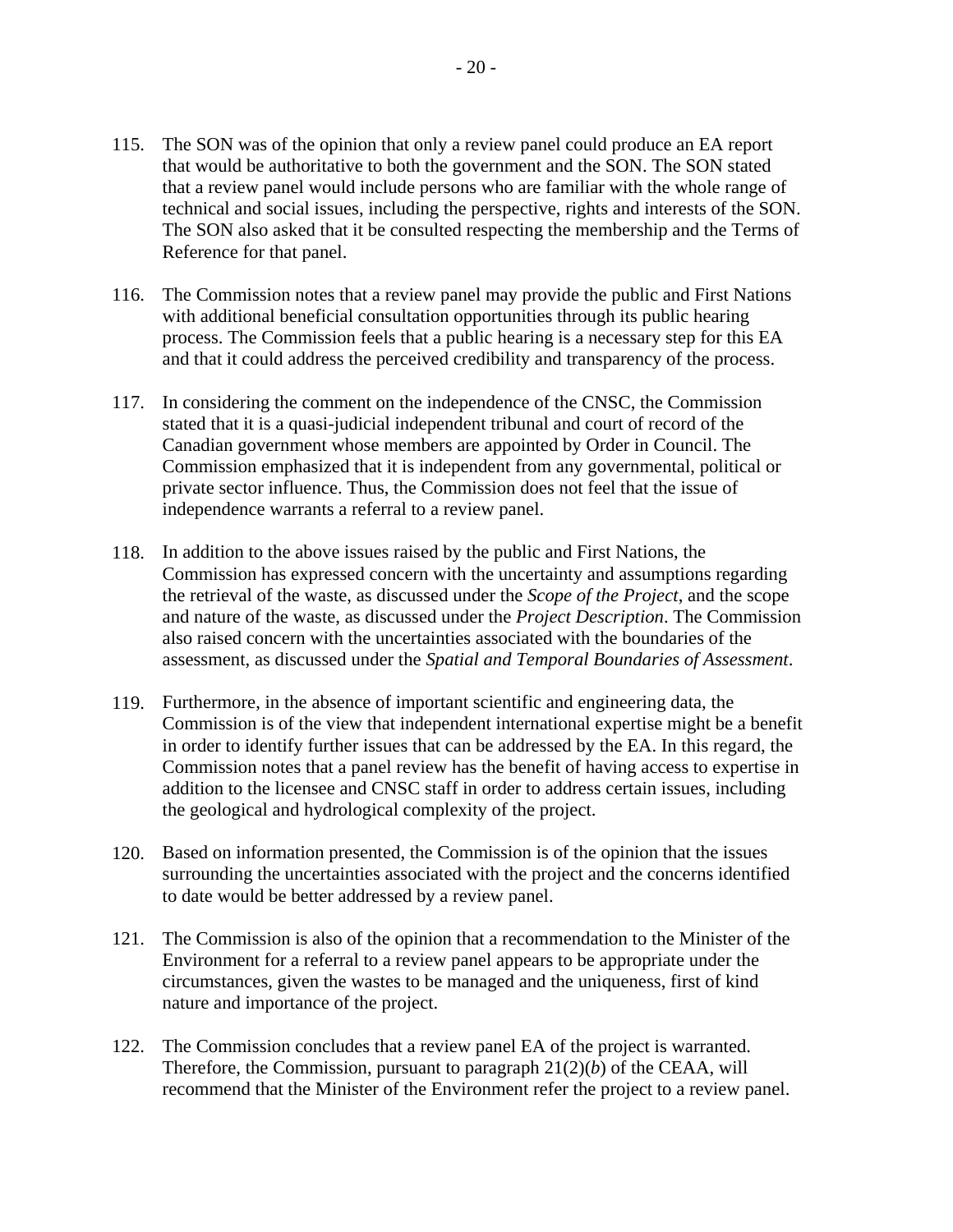115. The SON was of the opinion that only a review panel could produce an EA report that would be authoritative to both the government and the SON. The SON stated that a review panel would include persons who are familiar with the whole range of technical and social issues, including the perspective, rights and interests of the SON. The SON also asked that it be consulted respecting the membership and the Terms of Reference for that panel.

116. The Commission notes that a review panel may provide the public and First Nations with additional beneficial consultation opportunities through its public hearing process. The Commission feels that a public hearing is a necessary step for this EA and that it could address the perceived credibility and transparency of the process.

117. In considering the comment on the independence of the CNSC, the Commission stated that it is a quasi-judicial independent tribunal and court of record of the Canadian government whose members are appointed by Order in Council. The Commission emphasized that it is independent from any governmental, political or private sector influence. Thus, the Commission does not feel that the issue of independence warrants a referral to a review panel.

118. In addition to the above issues raised by the public and First Nations, the Commission has expressed concern with the uncertainty and assumptions regarding the retrieval of the waste, as discussed under the *Scope of the Project*, and the scope and nature of the waste, as discussed under the *Project Description*. The Commission also raised concern with the uncertainties associated with the boundaries of the assessment, as discussed under the *Spatial and Temporal Boundaries of Assessment*.

119. Furthermore, in the absence of important scientific and engineering data, the Commission is of the view that independent international expertise might be a benefit in order to identify further issues that can be addressed by the EA. In this regard, the Commission notes that a panel review has the benefit of having access to expertise in addition to the licensee and CNSC staff in order to address certain issues, including the geological and hydrological complexity of the project.

120. Based on information presented, the Commission is of the opinion that the issues surrounding the uncertainties associated with the project and the concerns identified to date would be better addressed by a review panel.

121. The Commission is also of the opinion that a recommendation to the Minister of the Environment for a referral to a review panel appears to be appropriate under the circumstances, given the wastes to be managed and the uniqueness, first of kind nature and importance of the project.

122. The Commission concludes that a review panel EA of the project is warranted. Therefore, the Commission, pursuant to paragraph 21(2)(*b*) of the CEAA, will recommend that the Minister of the Environment refer the project to a review panel.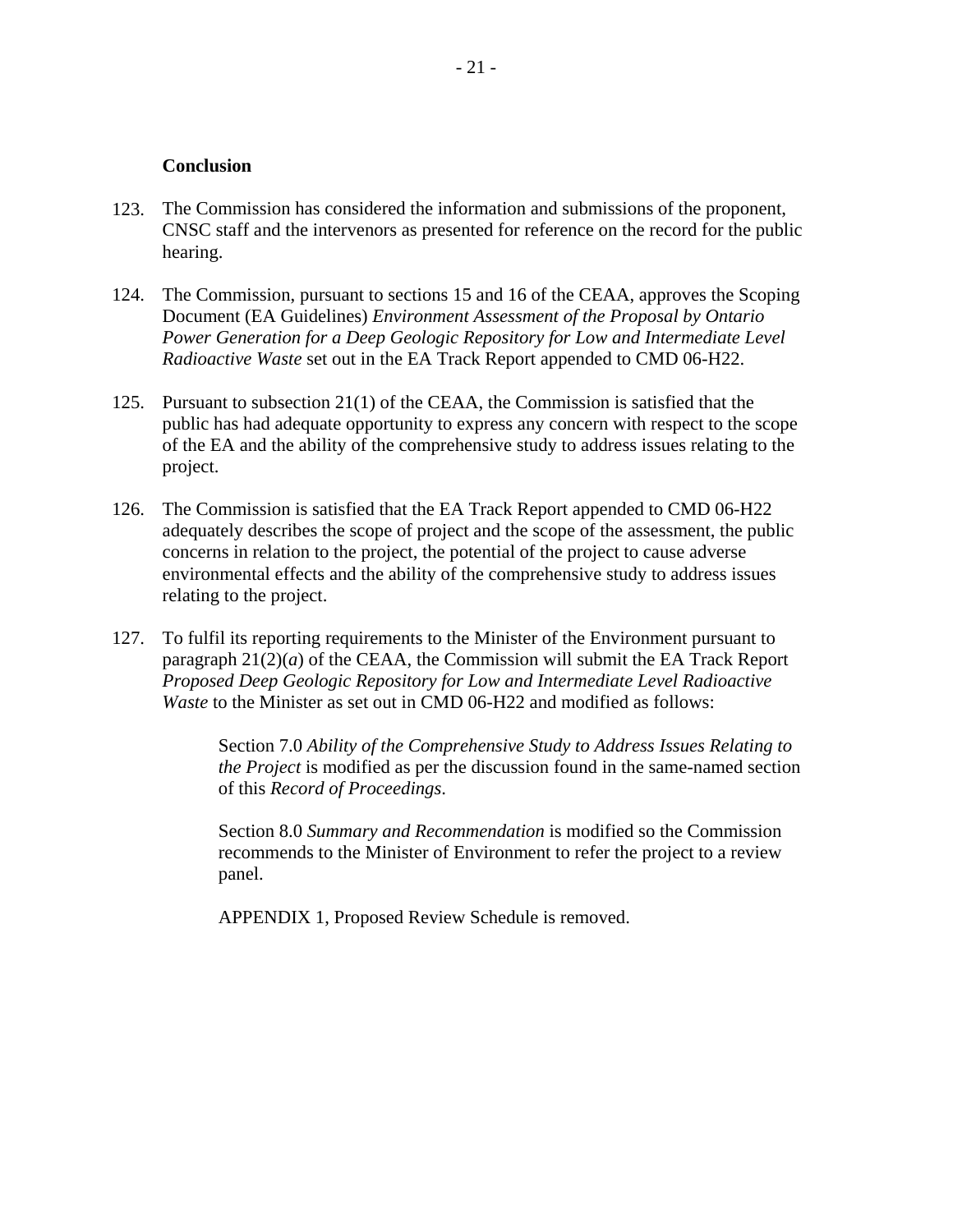**Conclusion**

123. The Commission has considered the information and submissions of the proponent, CNSC staff and the intervenors as presented for reference on the record for the public hearing.

124. The Commission, pursuant to sections 15 and 16 of the CEAA, approves the Scoping Document (EA Guidelines) *Environment Assessment of the Proposal by Ontario Power Generation for a Deep Geologic Repository for Low and Intermediate Level Radioactive Waste* set out in the EA Track Report appended to CMD 06-H22.

125. Pursuant to subsection 21(1) of the CEAA, the Commission is satisfied that the public has had adequate opportunity to express any concern with respect to the scope of the EA and the ability of the comprehensive study to address issues relating to the project.

126. The Commission is satisfied that the EA Track Report appended to CMD 06-H22 adequately describes the scope of project and the scope of the assessment, the public concerns in relation to the project, the potential of the project to cause adverse environmental effects and the ability of the comprehensive study to address issues relating to the project.

127. To fulfil its reporting requirements to the Minister of the Environment pursuant to paragraph 21(2)(*a*) of the CEAA, the Commission will submit the EA Track Report *Proposed Deep Geologic Repository for Low and Intermediate Level Radioactive Waste* to the Minister as set out in CMD 06-H22 and modified as follows:

> Section 7.0 *Ability of the Comprehensive Study to Address Issues Relating to the Project* is modified as per the discussion found in the same-named section of this *Record of Proceedings*.
>
> Section 8.0 *Summary and Recommendation* is modified so the Commission recommends to the Minister of Environment to refer the project to a review panel.
>
> APPENDIX 1, Proposed Review Schedule is removed.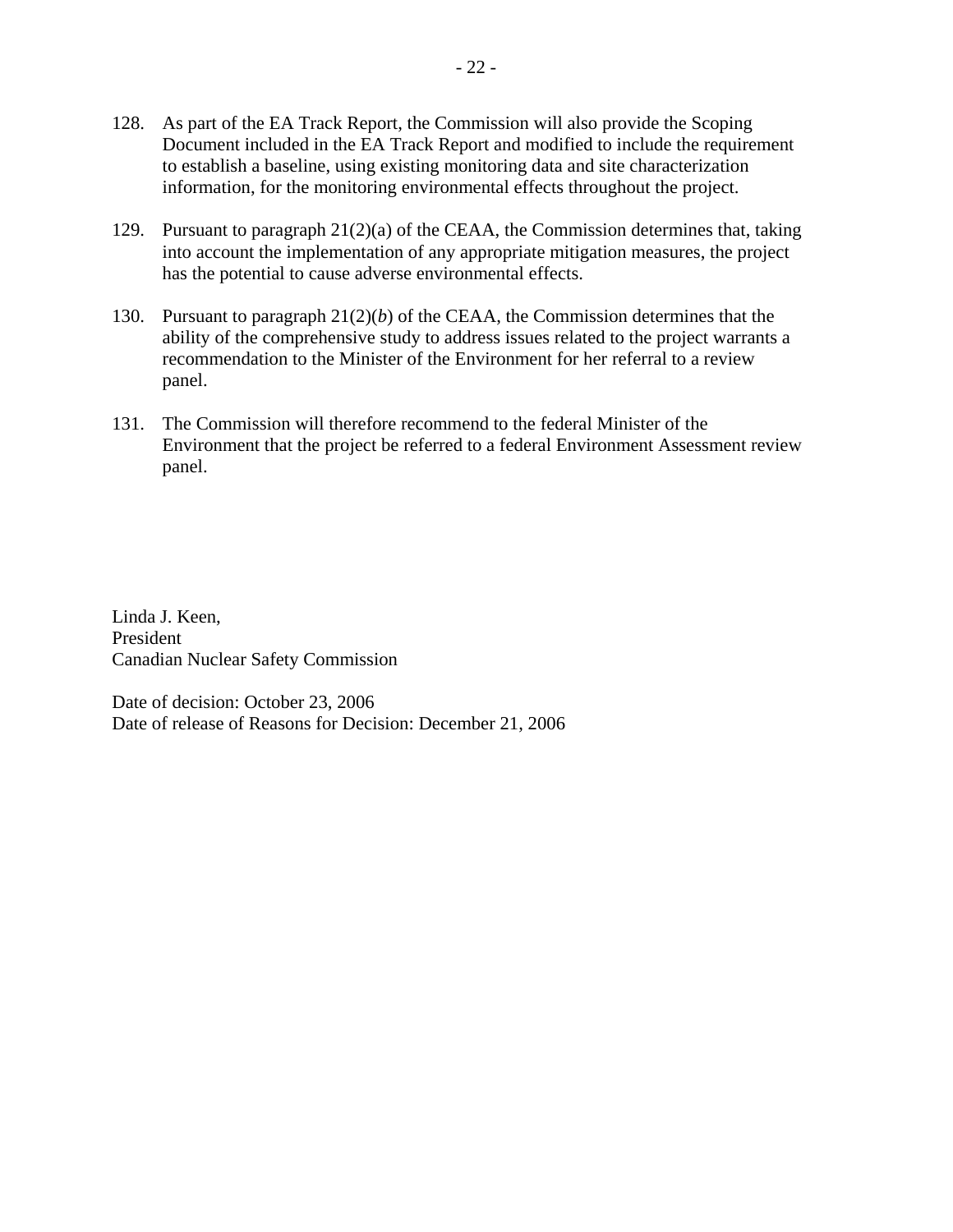128. As part of the EA Track Report, the Commission will also provide the Scoping Document included in the EA Track Report and modified to include the requirement to establish a baseline, using existing monitoring data and site characterization information, for the monitoring environmental effects throughout the project.

129. Pursuant to paragraph 21(2)(a) of the CEAA, the Commission determines that, taking into account the implementation of any appropriate mitigation measures, the project has the potential to cause adverse environmental effects.

130. Pursuant to paragraph 21(2)(*b*) of the CEAA, the Commission determines that the ability of the comprehensive study to address issues related to the project warrants a recommendation to the Minister of the Environment for her referral to a review panel.

131. The Commission will therefore recommend to the federal Minister of the Environment that the project be referred to a federal Environment Assessment review panel.

Linda J. Keen,
President
Canadian Nuclear Safety Commission

Date of decision: October 23, 2006
Date of release of Reasons for Decision: December 21, 2006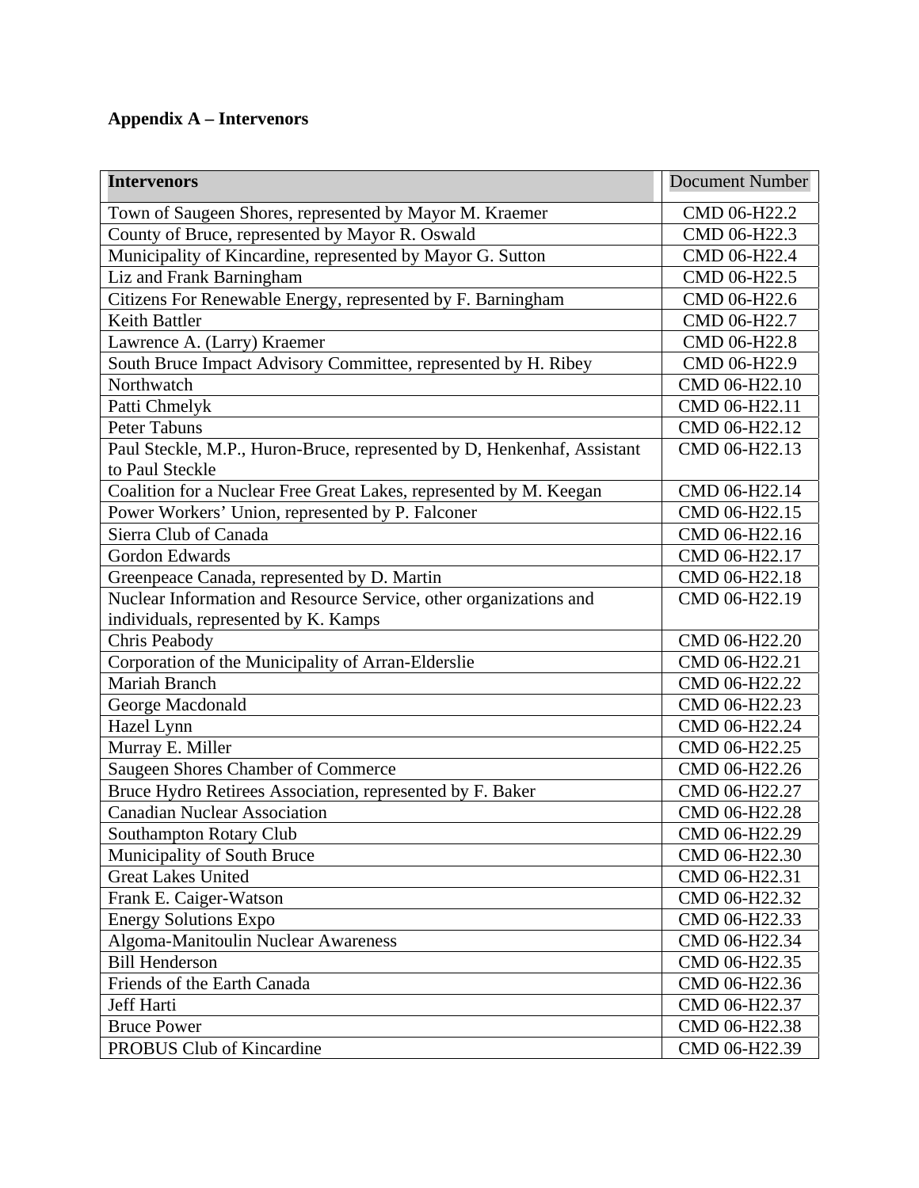**Appendix A – Intervenors**

| **Intervenors** | Document Number |
|---|---|
| Town of Saugeen Shores, represented by Mayor M. Kraemer | CMD 06-H22.2 |
| County of Bruce, represented by Mayor R. Oswald | CMD 06-H22.3 |
| Municipality of Kincardine, represented by Mayor G. Sutton | CMD 06-H22.4 |
| Liz and Frank Barningham | CMD 06-H22.5 |
| Citizens For Renewable Energy, represented by F. Barningham | CMD 06-H22.6 |
| Keith Battler | CMD 06-H22.7 |
| Lawrence A. (Larry) Kraemer | CMD 06-H22.8 |
| South Bruce Impact Advisory Committee, represented by H. Ribey | CMD 06-H22.9 |
| Northwatch | CMD 06-H22.10 |
| Patti Chmelyk | CMD 06-H22.11 |
| Peter Tabuns | CMD 06-H22.12 |
| Paul Steckle, M.P., Huron-Bruce, represented by D, Henkenhaf, Assistant to Paul Steckle | CMD 06-H22.13 |
| Coalition for a Nuclear Free Great Lakes, represented by M. Keegan | CMD 06-H22.14 |
| Power Workers' Union, represented by P. Falconer | CMD 06-H22.15 |
| Sierra Club of Canada | CMD 06-H22.16 |
| Gordon Edwards | CMD 06-H22.17 |
| Greenpeace Canada, represented by D. Martin | CMD 06-H22.18 |
| Nuclear Information and Resource Service, other organizations and individuals, represented by K. Kamps | CMD 06-H22.19 |
| Chris Peabody | CMD 06-H22.20 |
| Corporation of the Municipality of Arran-Elderslie | CMD 06-H22.21 |
| Mariah Branch | CMD 06-H22.22 |
| George Macdonald | CMD 06-H22.23 |
| Hazel Lynn | CMD 06-H22.24 |
| Murray E. Miller | CMD 06-H22.25 |
| Saugeen Shores Chamber of Commerce | CMD 06-H22.26 |
| Bruce Hydro Retirees Association, represented by F. Baker | CMD 06-H22.27 |
| Canadian Nuclear Association | CMD 06-H22.28 |
| Southampton Rotary Club | CMD 06-H22.29 |
| Municipality of South Bruce | CMD 06-H22.30 |
| Great Lakes United | CMD 06-H22.31 |
| Frank E. Caiger-Watson | CMD 06-H22.32 |
| Energy Solutions Expo | CMD 06-H22.33 |
| Algoma-Manitoulin Nuclear Awareness | CMD 06-H22.34 |
| Bill Henderson | CMD 06-H22.35 |
| Friends of the Earth Canada | CMD 06-H22.36 |
| Jeff Harti | CMD 06-H22.37 |
| Bruce Power | CMD 06-H22.38 |
| PROBUS Club of Kincardine | CMD 06-H22.39 |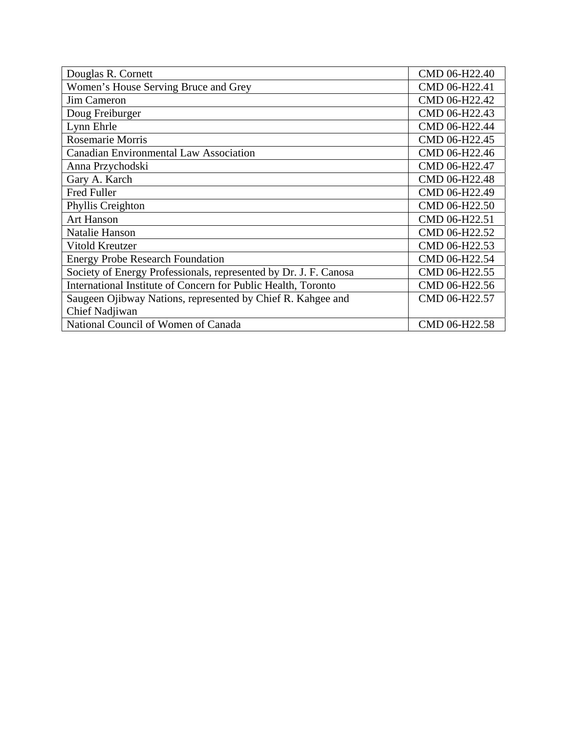| | |
|---|---|
| Douglas R. Cornett | CMD 06-H22.40 |
| Women’s House Serving Bruce and Grey | CMD 06-H22.41 |
| Jim Cameron | CMD 06-H22.42 |
| Doug Freiburger | CMD 06-H22.43 |
| Lynn Ehrle | CMD 06-H22.44 |
| Rosemarie Morris | CMD 06-H22.45 |
| Canadian Environmental Law Association | CMD 06-H22.46 |
| Anna Przychodski | CMD 06-H22.47 |
| Gary A. Karch | CMD 06-H22.48 |
| Fred Fuller | CMD 06-H22.49 |
| Phyllis Creighton | CMD 06-H22.50 |
| Art Hanson | CMD 06-H22.51 |
| Natalie Hanson | CMD 06-H22.52 |
| Vitold Kreutzer | CMD 06-H22.53 |
| Energy Probe Research Foundation | CMD 06-H22.54 |
| Society of Energy Professionals, represented by Dr. J. F. Canosa | CMD 06-H22.55 |
| International Institute of Concern for Public Health, Toronto | CMD 06-H22.56 |
| Saugeen Ojibway Nations, represented by Chief R. Kahgee and Chief Nadjiwan | CMD 06-H22.57 |
| National Council of Women of Canada | CMD 06-H22.58 |